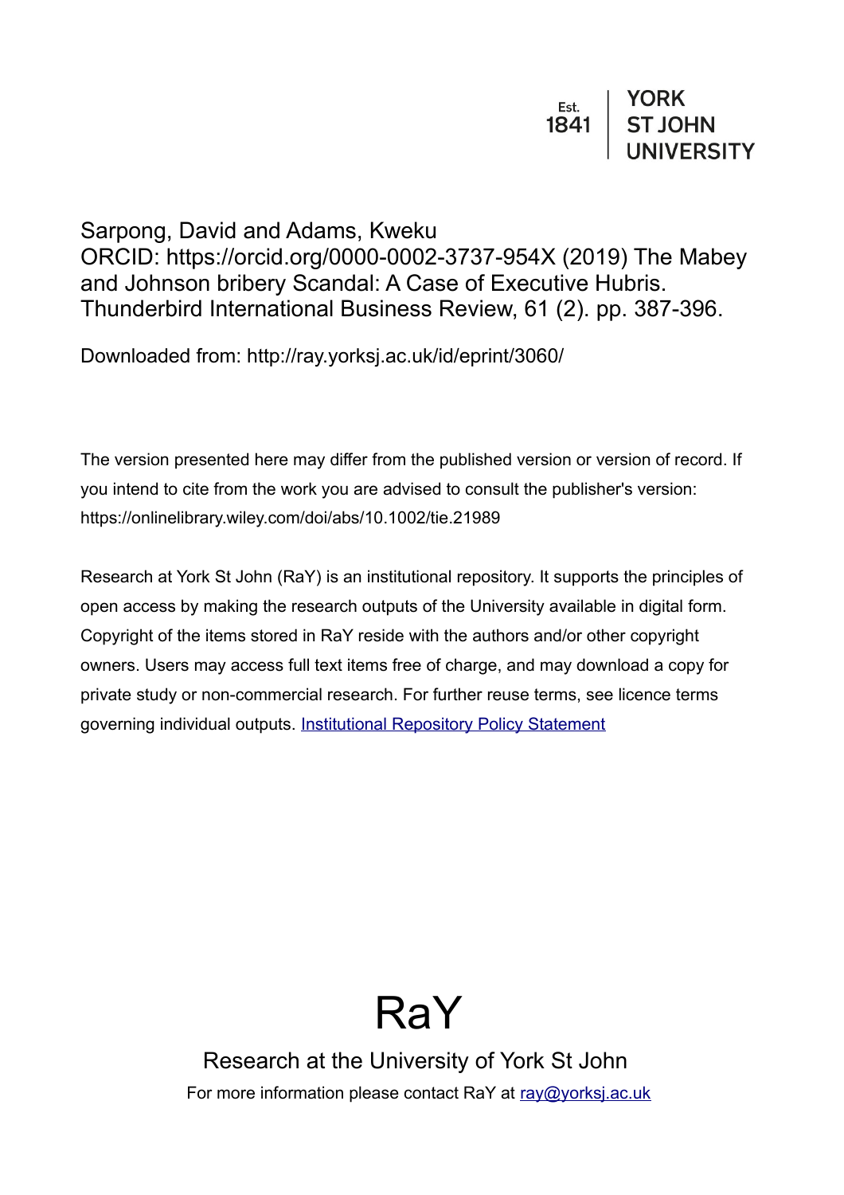Est. 1841 | YORK ST JOHN UNIVERSITY

Sarpong, David and Adams, Kweku
ORCID: https://orcid.org/0000-0002-3737-954X (2019) The Mabey and Johnson bribery Scandal: A Case of Executive Hubris. Thunderbird International Business Review, 61 (2). pp. 387-396.

Downloaded from: http://ray.yorksj.ac.uk/id/eprint/3060/

The version presented here may differ from the published version or version of record. If you intend to cite from the work you are advised to consult the publisher's version: https://onlinelibrary.wiley.com/doi/abs/10.1002/tie.21989

Research at York St John (RaY) is an institutional repository. It supports the principles of open access by making the research outputs of the University available in digital form. Copyright of the items stored in RaY reside with the authors and/or other copyright owners. Users may access full text items free of charge, and may download a copy for private study or non-commercial research. For further reuse terms, see licence terms governing individual outputs. [Institutional Repository Policy Statement]

# RaY

Research at the University of York St John

For more information please contact RaY at ray@yorksj.ac.uk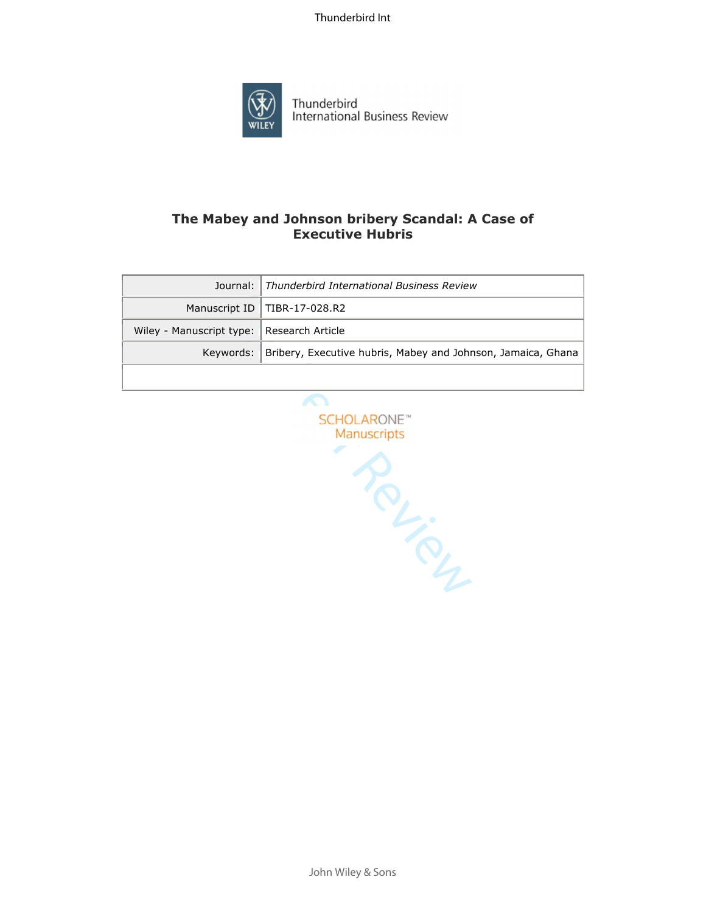# The Mabey and Johnson bribery Scandal: A Case of Executive Hubris

| Journal: | *Thunderbird International Business Review* |
|---|---|
| Manuscript ID | TIBR-17-028.R2 |
| Wiley - Manuscript type: | Research Article |
| Keywords: | Bribery, Executive hubris, Mabey and Johnson, Jamaica, Ghana |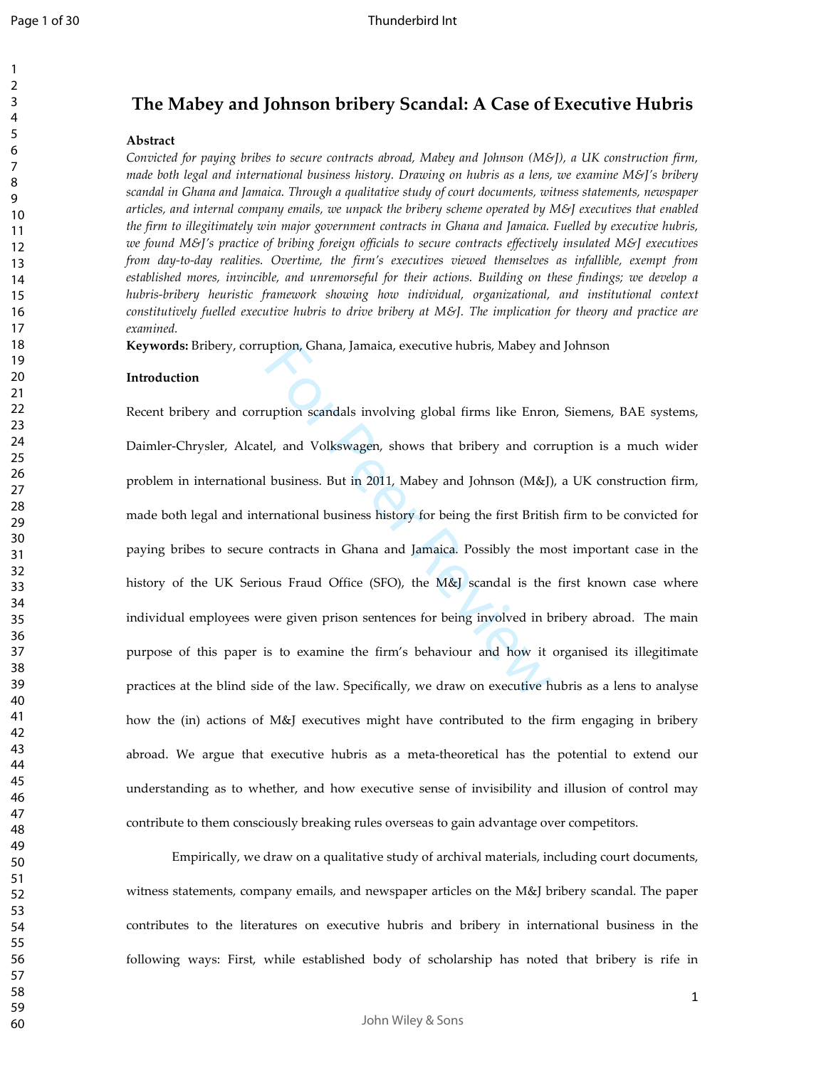# The Mabey and Johnson bribery Scandal: A Case of Executive Hubris

**Abstract**

*Convicted for paying bribes to secure contracts abroad, Mabey and Johnson (M&J), a UK construction firm, made both legal and international business history. Drawing on hubris as a lens, we examine M&J's bribery scandal in Ghana and Jamaica. Through a qualitative study of court documents, witness statements, newspaper articles, and internal company emails, we unpack the bribery scheme operated by M&J executives that enabled the firm to illegitimately win major government contracts in Ghana and Jamaica. Fuelled by executive hubris, we found M&J's practice of bribing foreign officials to secure contracts effectively insulated M&J executives from day-to-day realities. Overtime, the firm's executives viewed themselves as infallible, exempt from established mores, invincible, and unremorseful for their actions. Building on these findings; we develop a hubris-bribery heuristic framework showing how individual, organizational, and institutional context constitutively fuelled executive hubris to drive bribery at M&J. The implication for theory and practice are examined.*

**Keywords:** Bribery, corruption, Ghana, Jamaica, executive hubris, Mabey and Johnson

**Introduction**

Recent bribery and corruption scandals involving global firms like Enron, Siemens, BAE systems, Daimler-Chrysler, Alcatel, and Volkswagen, shows that bribery and corruption is a much wider problem in international business. But in 2011, Mabey and Johnson (M&J), a UK construction firm, made both legal and international business history for being the first British firm to be convicted for paying bribes to secure contracts in Ghana and Jamaica. Possibly the most important case in the history of the UK Serious Fraud Office (SFO), the M&J scandal is the first known case where individual employees were given prison sentences for being involved in bribery abroad. The main purpose of this paper is to examine the firm's behaviour and how it organised its illegitimate practices at the blind side of the law. Specifically, we draw on executive hubris as a lens to analyse how the (in) actions of M&J executives might have contributed to the firm engaging in bribery abroad. We argue that executive hubris as a meta-theoretical has the potential to extend our understanding as to whether, and how executive sense of invisibility and illusion of control may contribute to them consciously breaking rules overseas to gain advantage over competitors.

Empirically, we draw on a qualitative study of archival materials, including court documents, witness statements, company emails, and newspaper articles on the M&J bribery scandal. The paper contributes to the literatures on executive hubris and bribery in international business in the following ways: First, while established body of scholarship has noted that bribery is rife in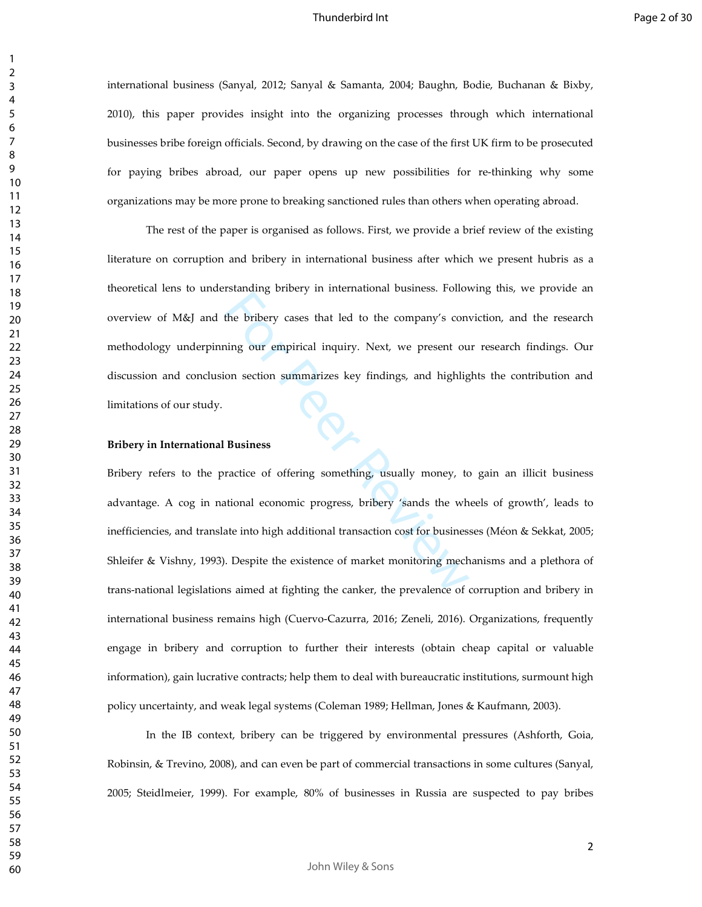international business (Sanyal, 2012; Sanyal & Samanta, 2004; Baughn, Bodie, Buchanan & Bixby, 2010), this paper provides insight into the organizing processes through which international businesses bribe foreign officials. Second, by drawing on the case of the first UK firm to be prosecuted for paying bribes abroad, our paper opens up new possibilities for re-thinking why some organizations may be more prone to breaking sanctioned rules than others when operating abroad.

The rest of the paper is organised as follows. First, we provide a brief review of the existing literature on corruption and bribery in international business after which we present hubris as a theoretical lens to understanding bribery in international business. Following this, we provide an overview of M&J and the bribery cases that led to the company's conviction, and the research methodology underpinning our empirical inquiry. Next, we present our research findings. Our discussion and conclusion section summarizes key findings, and highlights the contribution and limitations of our study.

**Bribery in International Business**

Bribery refers to the practice of offering something, usually money, to gain an illicit business advantage. A cog in national economic progress, bribery 'sands the wheels of growth', leads to inefficiencies, and translate into high additional transaction cost for businesses (Méon & Sekkat, 2005; Shleifer & Vishny, 1993). Despite the existence of market monitoring mechanisms and a plethora of trans-national legislations aimed at fighting the canker, the prevalence of corruption and bribery in international business remains high (Cuervo-Cazurra, 2016; Zeneli, 2016). Organizations, frequently engage in bribery and corruption to further their interests (obtain cheap capital or valuable information), gain lucrative contracts; help them to deal with bureaucratic institutions, surmount high policy uncertainty, and weak legal systems (Coleman 1989; Hellman, Jones & Kaufmann, 2003).

In the IB context, bribery can be triggered by environmental pressures (Ashforth, Goia, Robinsin, & Trevino, 2008), and can even be part of commercial transactions in some cultures (Sanyal, 2005; Steidlmeier, 1999). For example, 80% of businesses in Russia are suspected to pay bribes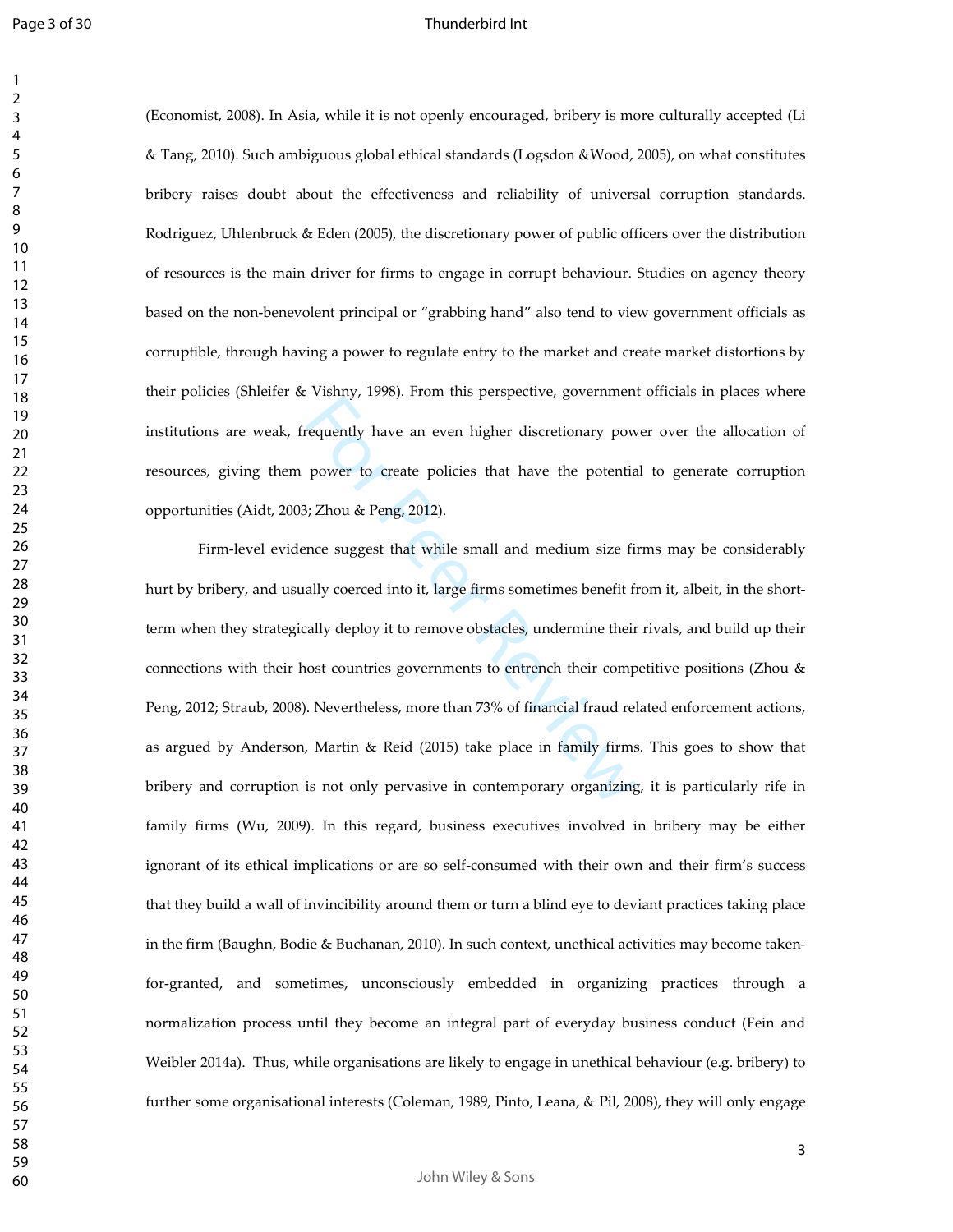(Economist, 2008). In Asia, while it is not openly encouraged, bribery is more culturally accepted (Li & Tang, 2010). Such ambiguous global ethical standards (Logsdon &Wood, 2005), on what constitutes bribery raises doubt about the effectiveness and reliability of universal corruption standards. Rodriguez, Uhlenbruck & Eden (2005), the discretionary power of public officers over the distribution of resources is the main driver for firms to engage in corrupt behaviour. Studies on agency theory based on the non-benevolent principal or "grabbing hand" also tend to view government officials as corruptible, through having a power to regulate entry to the market and create market distortions by their policies (Shleifer & Vishny, 1998). From this perspective, government officials in places where institutions are weak, frequently have an even higher discretionary power over the allocation of resources, giving them power to create policies that have the potential to generate corruption opportunities (Aidt, 2003; Zhou & Peng, 2012).

Firm-level evidence suggest that while small and medium size firms may be considerably hurt by bribery, and usually coerced into it, large firms sometimes benefit from it, albeit, in the short-term when they strategically deploy it to remove obstacles, undermine their rivals, and build up their connections with their host countries governments to entrench their competitive positions (Zhou & Peng, 2012; Straub, 2008). Nevertheless, more than 73% of financial fraud related enforcement actions, as argued by Anderson, Martin & Reid (2015) take place in family firms. This goes to show that bribery and corruption is not only pervasive in contemporary organizing, it is particularly rife in family firms (Wu, 2009). In this regard, business executives involved in bribery may be either ignorant of its ethical implications or are so self-consumed with their own and their firm's success that they build a wall of invincibility around them or turn a blind eye to deviant practices taking place in the firm (Baughn, Bodie & Buchanan, 2010). In such context, unethical activities may become taken-for-granted, and sometimes, unconsciously embedded in organizing practices through a normalization process until they become an integral part of everyday business conduct (Fein and Weibler 2014a). Thus, while organisations are likely to engage in unethical behaviour (e.g. bribery) to further some organisational interests (Coleman, 1989, Pinto, Leana, & Pil, 2008), they will only engage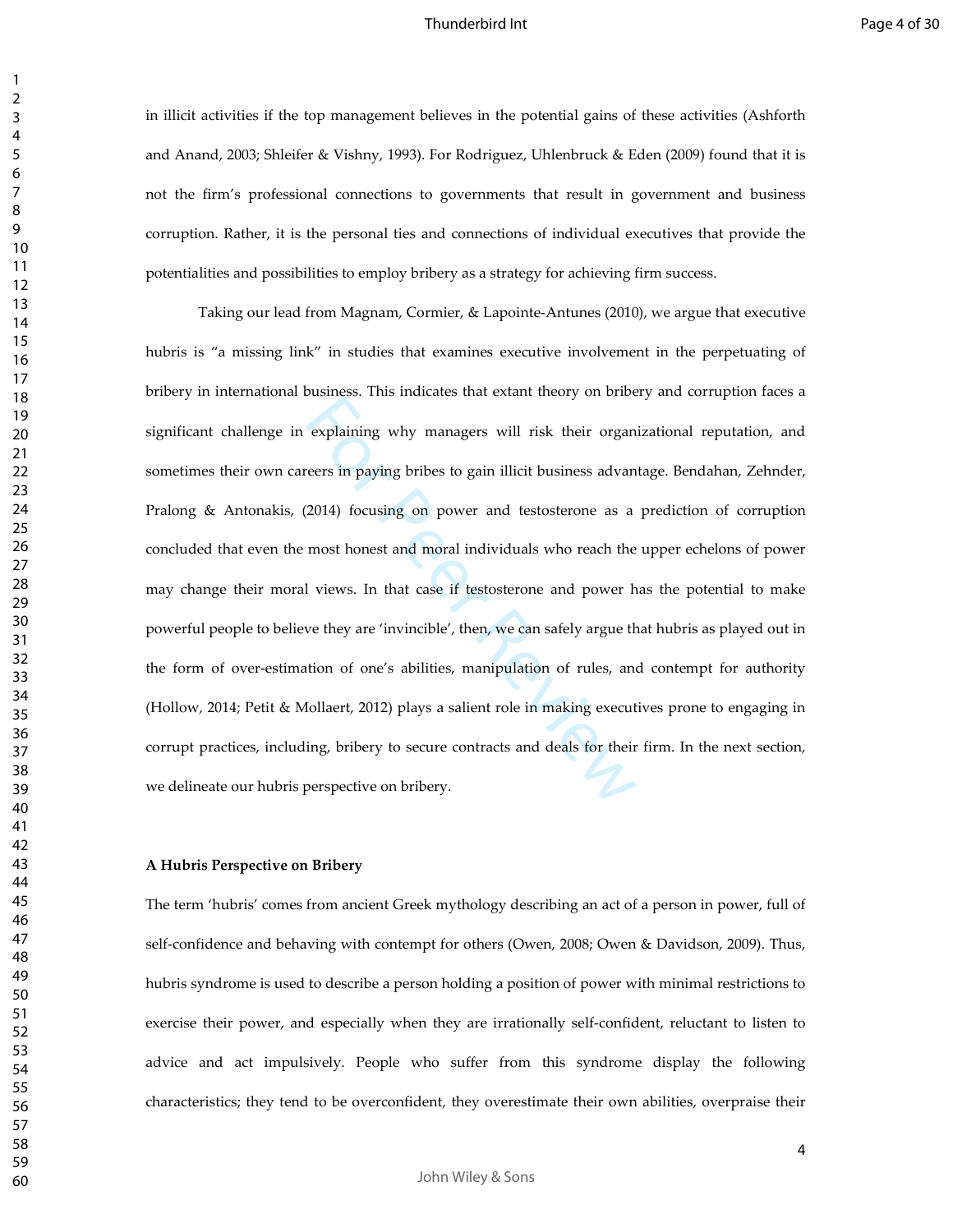in illicit activities if the top management believes in the potential gains of these activities (Ashforth and Anand, 2003; Shleifer & Vishny, 1993). For Rodriguez, Uhlenbruck & Eden (2009) found that it is not the firm's professional connections to governments that result in government and business corruption. Rather, it is the personal ties and connections of individual executives that provide the potentialities and possibilities to employ bribery as a strategy for achieving firm success.

Taking our lead from Magnam, Cormier, & Lapointe-Antunes (2010), we argue that executive hubris is "a missing link" in studies that examines executive involvement in the perpetuating of bribery in international business. This indicates that extant theory on bribery and corruption faces a significant challenge in explaining why managers will risk their organizational reputation, and sometimes their own careers in paying bribes to gain illicit business advantage. Bendahan, Zehnder, Pralong & Antonakis, (2014) focusing on power and testosterone as a prediction of corruption concluded that even the most honest and moral individuals who reach the upper echelons of power may change their moral views. In that case if testosterone and power has the potential to make powerful people to believe they are 'invincible', then, we can safely argue that hubris as played out in the form of over-estimation of one's abilities, manipulation of rules, and contempt for authority (Hollow, 2014; Petit & Mollaert, 2012) plays a salient role in making executives prone to engaging in corrupt practices, including, bribery to secure contracts and deals for their firm. In the next section, we delineate our hubris perspective on bribery.

**A Hubris Perspective on Bribery**

The term 'hubris' comes from ancient Greek mythology describing an act of a person in power, full of self-confidence and behaving with contempt for others (Owen, 2008; Owen & Davidson, 2009). Thus, hubris syndrome is used to describe a person holding a position of power with minimal restrictions to exercise their power, and especially when they are irrationally self-confident, reluctant to listen to advice and act impulsively. People who suffer from this syndrome display the following characteristics; they tend to be overconfident, they overestimate their own abilities, overpraise their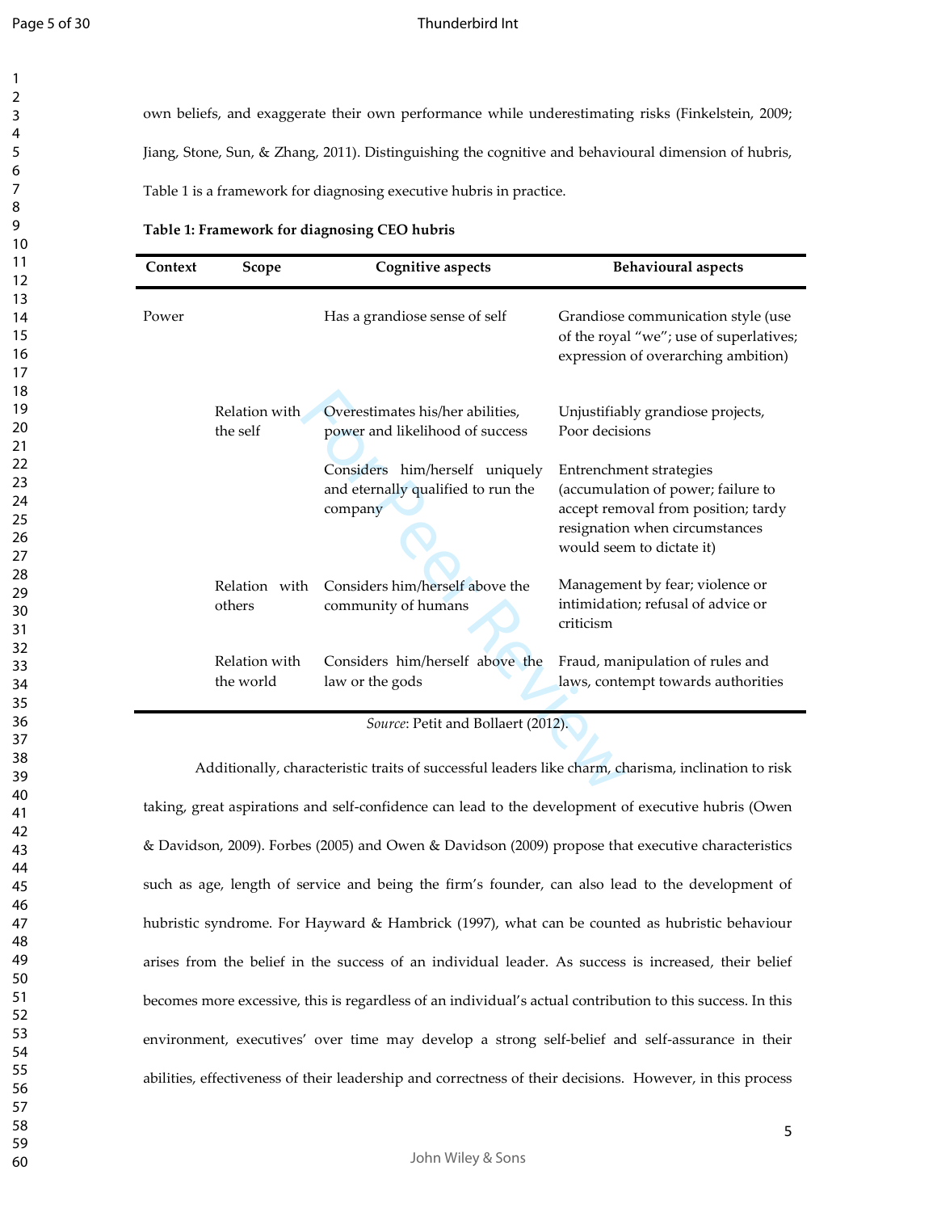own beliefs, and exaggerate their own performance while underestimating risks (Finkelstein, 2009; Jiang, Stone, Sun, & Zhang, 2011). Distinguishing the cognitive and behavioural dimension of hubris, Table 1 is a framework for diagnosing executive hubris in practice.

**Table 1: Framework for diagnosing CEO hubris**

| Context | Scope | Cognitive aspects | Behavioural aspects |
|---|---|---|---|
| Power | | Has a grandiose sense of self | Grandiose communication style (use of the royal "we"; use of superlatives; expression of overarching ambition) |
| | Relation with the self | Overestimates his/her abilities, power and likelihood of success | Unjustifiably grandiose projects, Poor decisions |
| | | Considers him/herself uniquely and eternally qualified to run the company | Entrenchment strategies (accumulation of power; failure to accept removal from position; tardy resignation when circumstances would seem to dictate it) |
| | Relation with others | Considers him/herself above the community of humans | Management by fear; violence or intimidation; refusal of advice or criticism |
| | Relation with the world | Considers him/herself above the law or the gods | Fraud, manipulation of rules and laws, contempt towards authorities |

*Source*: Petit and Bollaert (2012).

Additionally, characteristic traits of successful leaders like charm, charisma, inclination to risk taking, great aspirations and self-confidence can lead to the development of executive hubris (Owen & Davidson, 2009). Forbes (2005) and Owen & Davidson (2009) propose that executive characteristics such as age, length of service and being the firm's founder, can also lead to the development of hubristic syndrome. For Hayward & Hambrick (1997), what can be counted as hubristic behaviour arises from the belief in the success of an individual leader. As success is increased, their belief becomes more excessive, this is regardless of an individual's actual contribution to this success. In this environment, executives' over time may develop a strong self-belief and self-assurance in their abilities, effectiveness of their leadership and correctness of their decisions. However, in this process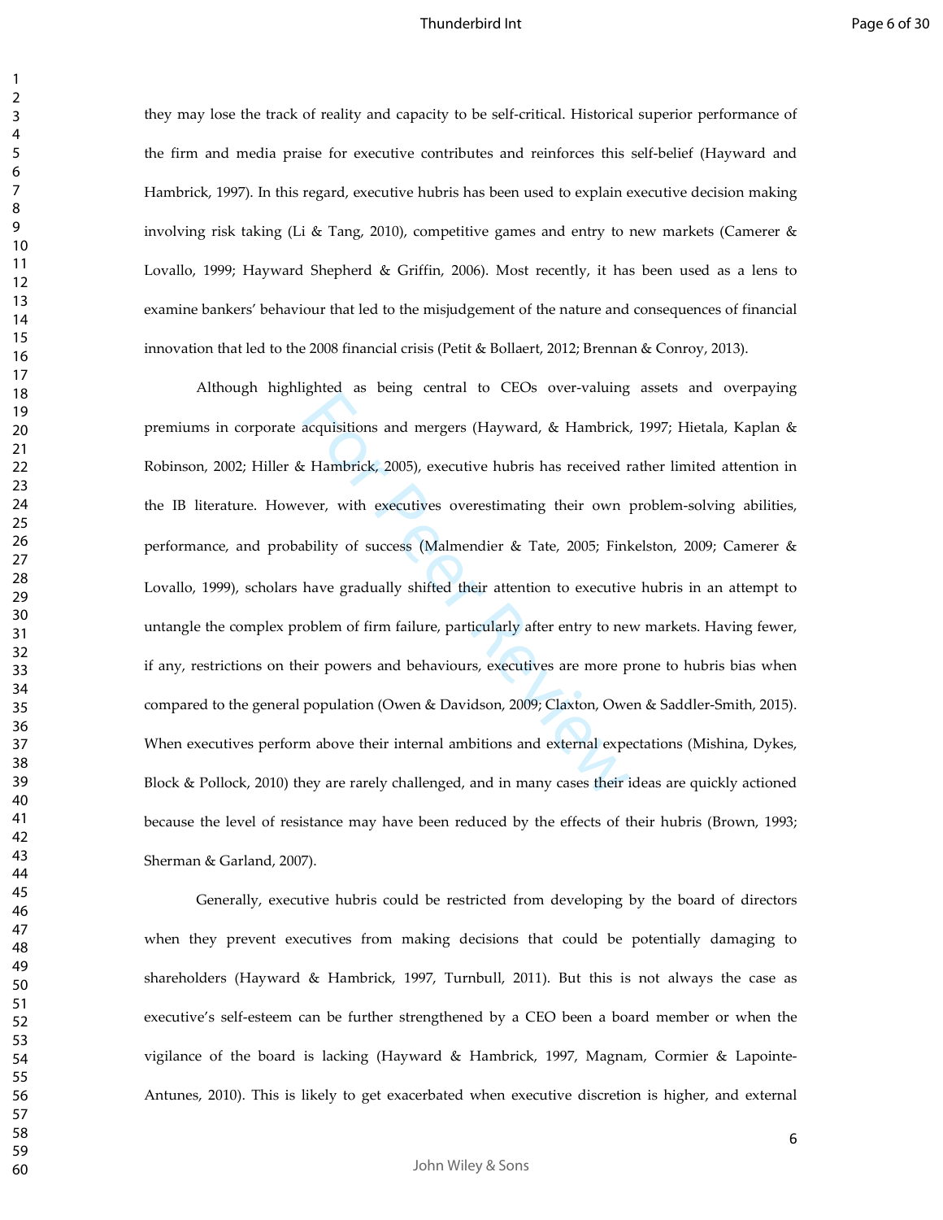they may lose the track of reality and capacity to be self-critical. Historical superior performance of the firm and media praise for executive contributes and reinforces this self-belief (Hayward and Hambrick, 1997). In this regard, executive hubris has been used to explain executive decision making involving risk taking (Li & Tang, 2010), competitive games and entry to new markets (Camerer & Lovallo, 1999; Hayward Shepherd & Griffin, 2006). Most recently, it has been used as a lens to examine bankers' behaviour that led to the misjudgement of the nature and consequences of financial innovation that led to the 2008 financial crisis (Petit & Bollaert, 2012; Brennan & Conroy, 2013).

Although highlighted as being central to CEOs over-valuing assets and overpaying premiums in corporate acquisitions and mergers (Hayward, & Hambrick, 1997; Hietala, Kaplan & Robinson, 2002; Hiller & Hambrick, 2005), executive hubris has received rather limited attention in the IB literature. However, with executives overestimating their own problem-solving abilities, performance, and probability of success (Malmendier & Tate, 2005; Finkelston, 2009; Camerer & Lovallo, 1999), scholars have gradually shifted their attention to executive hubris in an attempt to untangle the complex problem of firm failure, particularly after entry to new markets. Having fewer, if any, restrictions on their powers and behaviours, executives are more prone to hubris bias when compared to the general population (Owen & Davidson, 2009; Claxton, Owen & Saddler-Smith, 2015). When executives perform above their internal ambitions and external expectations (Mishina, Dykes, Block & Pollock, 2010) they are rarely challenged, and in many cases their ideas are quickly actioned because the level of resistance may have been reduced by the effects of their hubris (Brown, 1993; Sherman & Garland, 2007).

Generally, executive hubris could be restricted from developing by the board of directors when they prevent executives from making decisions that could be potentially damaging to shareholders (Hayward & Hambrick, 1997, Turnbull, 2011). But this is not always the case as executive's self-esteem can be further strengthened by a CEO been a board member or when the vigilance of the board is lacking (Hayward & Hambrick, 1997, Magnam, Cormier & Lapointe-Antunes, 2010). This is likely to get exacerbated when executive discretion is higher, and external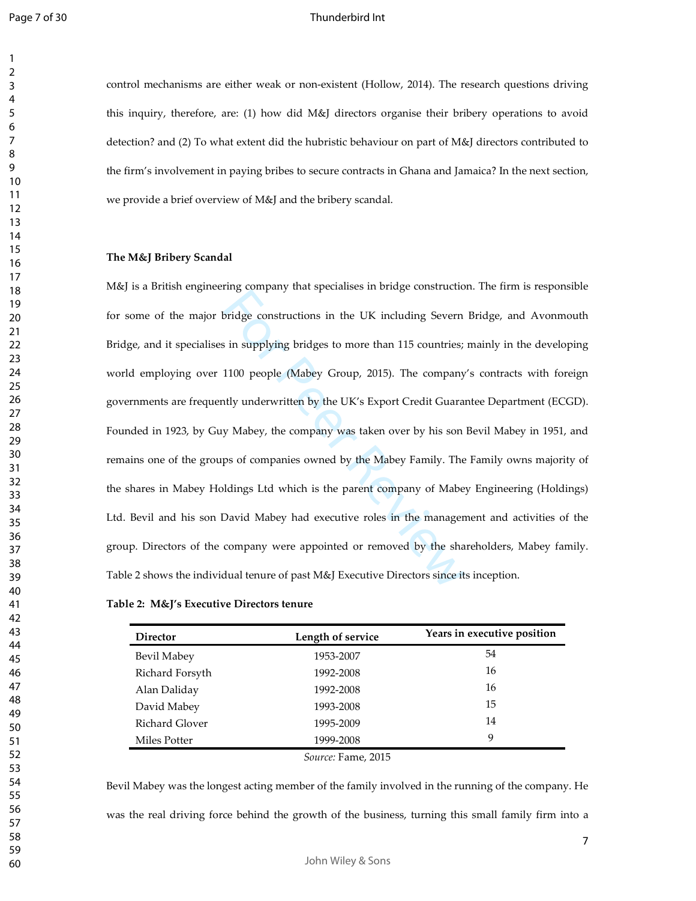control mechanisms are either weak or non-existent (Hollow, 2014). The research questions driving this inquiry, therefore, are: (1) how did M&J directors organise their bribery operations to avoid detection? and (2) To what extent did the hubristic behaviour on part of M&J directors contributed to the firm's involvement in paying bribes to secure contracts in Ghana and Jamaica? In the next section, we provide a brief overview of M&J and the bribery scandal.

**The M&J Bribery Scandal**

M&J is a British engineering company that specialises in bridge construction. The firm is responsible for some of the major bridge constructions in the UK including Severn Bridge, and Avonmouth Bridge, and it specialises in supplying bridges to more than 115 countries; mainly in the developing world employing over 1100 people (Mabey Group, 2015). The company's contracts with foreign governments are frequently underwritten by the UK's Export Credit Guarantee Department (ECGD). Founded in 1923, by Guy Mabey, the company was taken over by his son Bevil Mabey in 1951, and remains one of the groups of companies owned by the Mabey Family. The Family owns majority of the shares in Mabey Holdings Ltd which is the parent company of Mabey Engineering (Holdings) Ltd. Bevil and his son David Mabey had executive roles in the management and activities of the group. Directors of the company were appointed or removed by the shareholders, Mabey family. Table 2 shows the individual tenure of past M&J Executive Directors since its inception.

**Table 2: M&J's Executive Directors tenure**

| Director | Length of service | Years in executive position |
|---|---|---|
| Bevil Mabey | 1953-2007 | 54 |
| Richard Forsyth | 1992-2008 | 16 |
| Alan Daliday | 1992-2008 | 16 |
| David Mabey | 1993-2008 | 15 |
| Richard Glover | 1995-2009 | 14 |
| Miles Potter | 1999-2008 | 9 |

*Source:* Fame, 2015

Bevil Mabey was the longest acting member of the family involved in the running of the company. He was the real driving force behind the growth of the business, turning this small family firm into a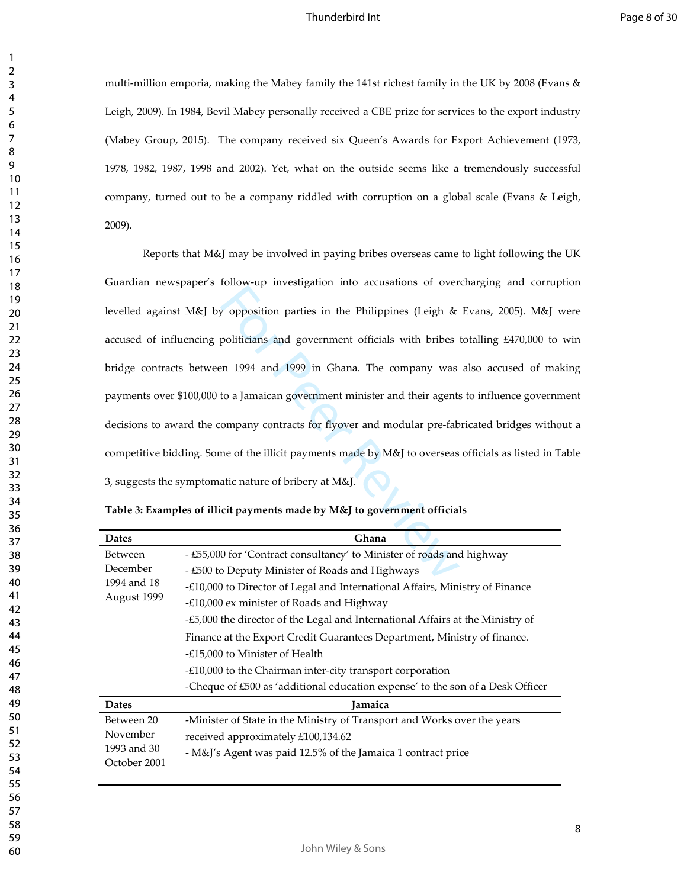multi-million emporia, making the Mabey family the 141st richest family in the UK by 2008 (Evans & Leigh, 2009). In 1984, Bevil Mabey personally received a CBE prize for services to the export industry (Mabey Group, 2015). The company received six Queen's Awards for Export Achievement (1973, 1978, 1982, 1987, 1998 and 2002). Yet, what on the outside seems like a tremendously successful company, turned out to be a company riddled with corruption on a global scale (Evans & Leigh, 2009).

Reports that M&J may be involved in paying bribes overseas came to light following the UK Guardian newspaper's follow-up investigation into accusations of overcharging and corruption levelled against M&J by opposition parties in the Philippines (Leigh & Evans, 2005). M&J were accused of influencing politicians and government officials with bribes totalling £470,000 to win bridge contracts between 1994 and 1999 in Ghana. The company was also accused of making payments over $100,000 to a Jamaican government minister and their agents to influence government decisions to award the company contracts for flyover and modular pre-fabricated bridges without a competitive bidding. Some of the illicit payments made by M&J to overseas officials as listed in Table 3, suggests the symptomatic nature of bribery at M&J.

**Table 3: Examples of illicit payments made by M&J to government officials**

| Dates | Ghana |
|---|---|
| Between December 1994 and 18 August 1999 | - £55,000 for 'Contract consultancy' to Minister of roads and highway<br>- £500 to Deputy Minister of Roads and Highways<br>-£10,000 to Director of Legal and International Affairs, Ministry of Finance<br>-£10,000 ex minister of Roads and Highway<br>-£5,000 the director of the Legal and International Affairs at the Ministry of Finance at the Export Credit Guarantees Department, Ministry of finance.<br>-£15,000 to Minister of Health<br>-£10,000 to the Chairman inter-city transport corporation<br>-Cheque of £500 as 'additional education expense' to the son of a Desk Officer |
| **Dates** | **Jamaica** |
| Between 20 November 1993 and 30 October 2001 | -Minister of State in the Ministry of Transport and Works over the years received approximately £100,134.62<br>- M&J's Agent was paid 12.5% of the Jamaica 1 contract price |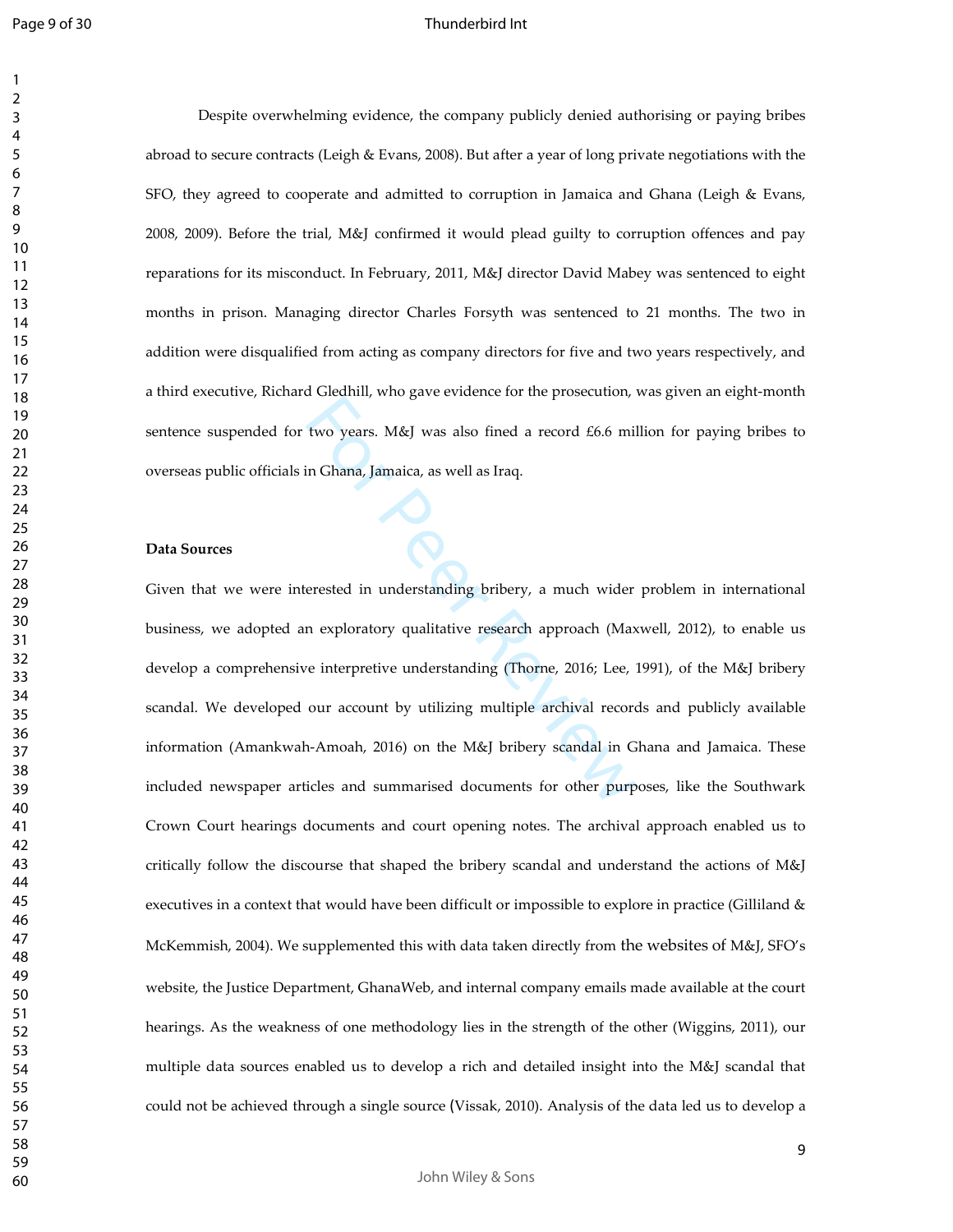Despite overwhelming evidence, the company publicly denied authorising or paying bribes abroad to secure contracts (Leigh & Evans, 2008). But after a year of long private negotiations with the SFO, they agreed to cooperate and admitted to corruption in Jamaica and Ghana (Leigh & Evans, 2008, 2009). Before the trial, M&J confirmed it would plead guilty to corruption offences and pay reparations for its misconduct. In February, 2011, M&J director David Mabey was sentenced to eight months in prison. Managing director Charles Forsyth was sentenced to 21 months. The two in addition were disqualified from acting as company directors for five and two years respectively, and a third executive, Richard Gledhill, who gave evidence for the prosecution, was given an eight-month sentence suspended for two years. M&J was also fined a record £6.6 million for paying bribes to overseas public officials in Ghana, Jamaica, as well as Iraq.

**Data Sources**

Given that we were interested in understanding bribery, a much wider problem in international business, we adopted an exploratory qualitative research approach (Maxwell, 2012), to enable us develop a comprehensive interpretive understanding (Thorne, 2016; Lee, 1991), of the M&J bribery scandal. We developed our account by utilizing multiple archival records and publicly available information (Amankwah-Amoah, 2016) on the M&J bribery scandal in Ghana and Jamaica. These included newspaper articles and summarised documents for other purposes, like the Southwark Crown Court hearings documents and court opening notes. The archival approach enabled us to critically follow the discourse that shaped the bribery scandal and understand the actions of M&J executives in a context that would have been difficult or impossible to explore in practice (Gilliland & McKemmish, 2004). We supplemented this with data taken directly from the websites of M&J, SFO's website, the Justice Department, GhanaWeb, and internal company emails made available at the court hearings. As the weakness of one methodology lies in the strength of the other (Wiggins, 2011), our multiple data sources enabled us to develop a rich and detailed insight into the M&J scandal that could not be achieved through a single source (Vissak, 2010). Analysis of the data led us to develop a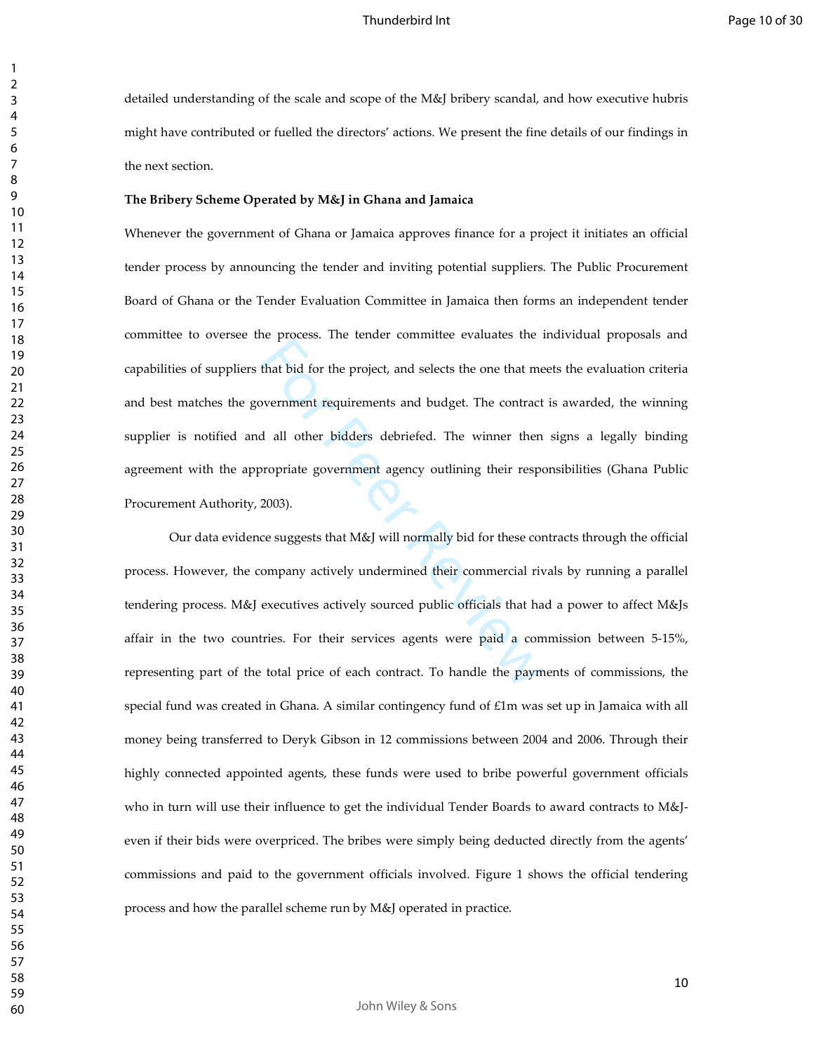detailed understanding of the scale and scope of the M&J bribery scandal, and how executive hubris might have contributed or fuelled the directors' actions. We present the fine details of our findings in the next section.

**The Bribery Scheme Operated by M&J in Ghana and Jamaica**

Whenever the government of Ghana or Jamaica approves finance for a project it initiates an official tender process by announcing the tender and inviting potential suppliers. The Public Procurement Board of Ghana or the Tender Evaluation Committee in Jamaica then forms an independent tender committee to oversee the process. The tender committee evaluates the individual proposals and capabilities of suppliers that bid for the project, and selects the one that meets the evaluation criteria and best matches the government requirements and budget. The contract is awarded, the winning supplier is notified and all other bidders debriefed. The winner then signs a legally binding agreement with the appropriate government agency outlining their responsibilities (Ghana Public Procurement Authority, 2003).

Our data evidence suggests that M&J will normally bid for these contracts through the official process. However, the company actively undermined their commercial rivals by running a parallel tendering process. M&J executives actively sourced public officials that had a power to affect M&Js affair in the two countries. For their services agents were paid a commission between 5-15%, representing part of the total price of each contract. To handle the payments of commissions, the special fund was created in Ghana. A similar contingency fund of £1m was set up in Jamaica with all money being transferred to Deryk Gibson in 12 commissions between 2004 and 2006. Through their highly connected appointed agents, these funds were used to bribe powerful government officials who in turn will use their influence to get the individual Tender Boards to award contracts to M&J-even if their bids were overpriced. The bribes were simply being deducted directly from the agents' commissions and paid to the government officials involved. Figure 1 shows the official tendering process and how the parallel scheme run by M&J operated in practice.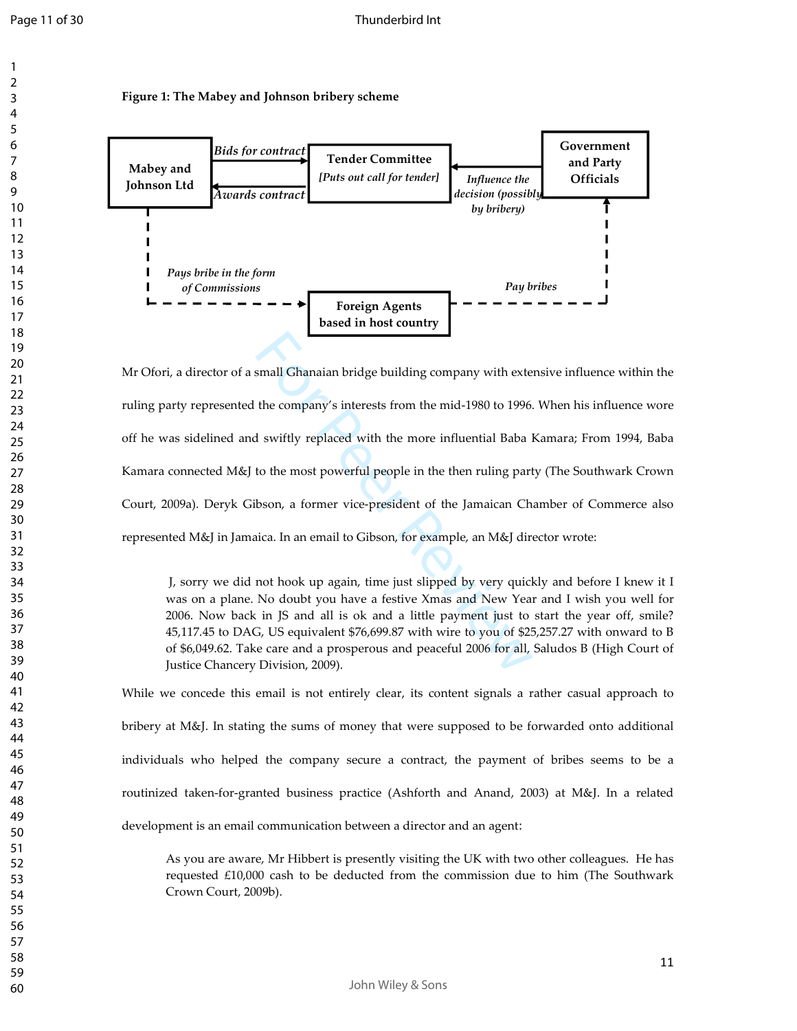**Figure 1: The Mabey and Johnson bribery scheme**

Mr Ofori, a director of a small Ghanaian bridge building company with extensive influence within the ruling party represented the company's interests from the mid-1980 to 1996. When his influence wore off he was sidelined and swiftly replaced with the more influential Baba Kamara; From 1994, Baba Kamara connected M&J to the most powerful people in the then ruling party (The Southwark Crown Court, 2009a). Deryk Gibson, a former vice-president of the Jamaican Chamber of Commerce also represented M&J in Jamaica. In an email to Gibson, for example, an M&J director wrote:

> J, sorry we did not hook up again, time just slipped by very quickly and before I knew it I was on a plane. No doubt you have a festive Xmas and New Year and I wish you well for 2006. Now back in JS and all is ok and a little payment just to start the year off, smile? 45,117.45 to DAG, US equivalent $76,699.87 with wire to you of $25,257.27 with onward to B of $6,049.62. Take care and a prosperous and peaceful 2006 for all, Saludos B (High Court of Justice Chancery Division, 2009).

While we concede this email is not entirely clear, its content signals a rather casual approach to bribery at M&J. In stating the sums of money that were supposed to be forwarded onto additional individuals who helped the company secure a contract, the payment of bribes seems to be a routinized taken-for-granted business practice (Ashforth and Anand, 2003) at M&J. In a related development is an email communication between a director and an agent:

> As you are aware, Mr Hibbert is presently visiting the UK with two other colleagues. He has requested £10,000 cash to be deducted from the commission due to him (The Southwark Crown Court, 2009b).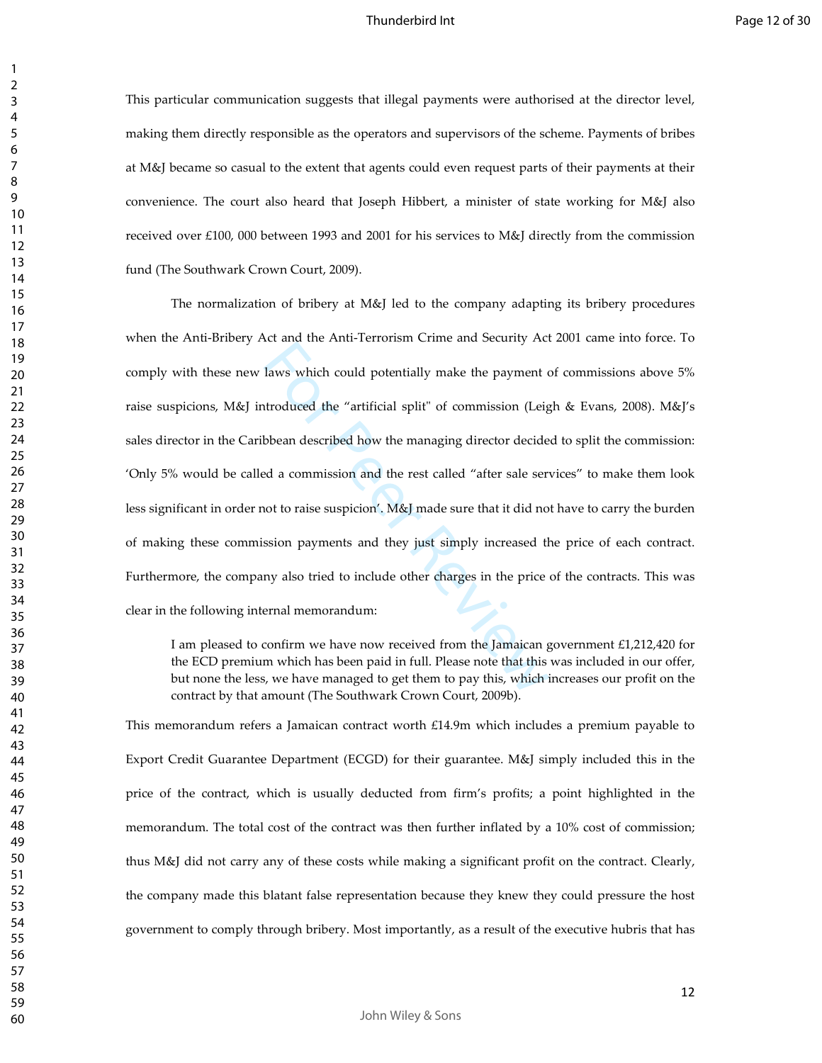This particular communication suggests that illegal payments were authorised at the director level, making them directly responsible as the operators and supervisors of the scheme. Payments of bribes at M&J became so casual to the extent that agents could even request parts of their payments at their convenience. The court also heard that Joseph Hibbert, a minister of state working for M&J also received over £100, 000 between 1993 and 2001 for his services to M&J directly from the commission fund (The Southwark Crown Court, 2009).

The normalization of bribery at M&J led to the company adapting its bribery procedures when the Anti-Bribery Act and the Anti-Terrorism Crime and Security Act 2001 came into force. To comply with these new laws which could potentially make the payment of commissions above 5% raise suspicions, M&J introduced the "artificial split" of commission (Leigh & Evans, 2008). M&J's sales director in the Caribbean described how the managing director decided to split the commission: 'Only 5% would be called a commission and the rest called "after sale services" to make them look less significant in order not to raise suspicion'. M&J made sure that it did not have to carry the burden of making these commission payments and they just simply increased the price of each contract. Furthermore, the company also tried to include other charges in the price of the contracts. This was clear in the following internal memorandum:

> I am pleased to confirm we have now received from the Jamaican government £1,212,420 for the ECD premium which has been paid in full. Please note that this was included in our offer, but none the less, we have managed to get them to pay this, which increases our profit on the contract by that amount (The Southwark Crown Court, 2009b).

This memorandum refers a Jamaican contract worth £14.9m which includes a premium payable to Export Credit Guarantee Department (ECGD) for their guarantee. M&J simply included this in the price of the contract, which is usually deducted from firm's profits; a point highlighted in the memorandum. The total cost of the contract was then further inflated by a 10% cost of commission; thus M&J did not carry any of these costs while making a significant profit on the contract. Clearly, the company made this blatant false representation because they knew they could pressure the host government to comply through bribery. Most importantly, as a result of the executive hubris that has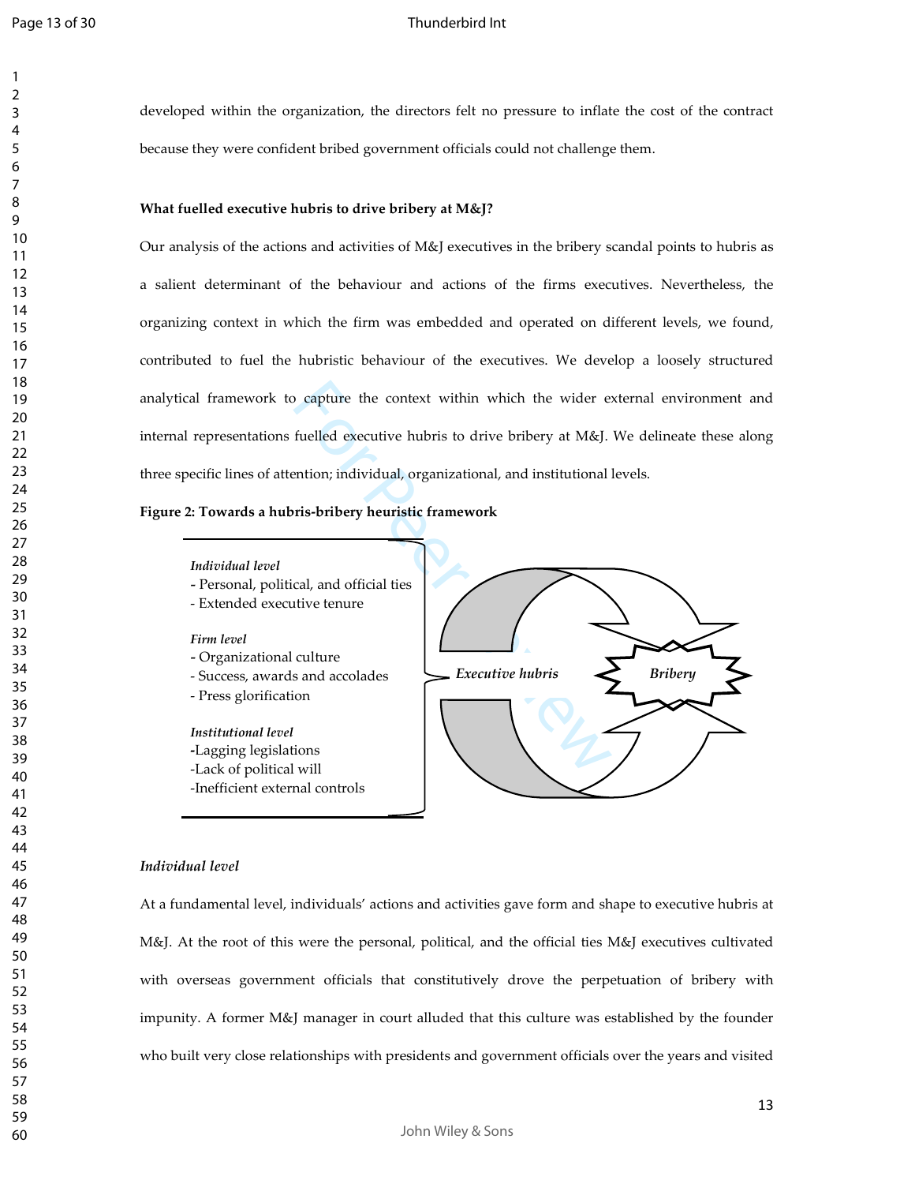developed within the organization, the directors felt no pressure to inflate the cost of the contract because they were confident bribed government officials could not challenge them.

**What fuelled executive hubris to drive bribery at M&J?**

Our analysis of the actions and activities of M&J executives in the bribery scandal points to hubris as a salient determinant of the behaviour and actions of the firms executives. Nevertheless, the organizing context in which the firm was embedded and operated on different levels, we found, contributed to fuel the hubristic behaviour of the executives. We develop a loosely structured analytical framework to capture the context within which the wider external environment and internal representations fuelled executive hubris to drive bribery at M&J. We delineate these along three specific lines of attention; individual, organizational, and institutional levels.

**Figure 2: Towards a hubris-bribery heuristic framework**

*Individual level*
- Personal, political, and official ties
- Extended executive tenure

*Firm level*
- Organizational culture
- Success, awards and accolades
- Press glorification

*Institutional level*
- Lagging legislations
- Lack of political will
- Inefficient external controls

*Executive hubris* → *Bribery*

***Individual level***

At a fundamental level, individuals' actions and activities gave form and shape to executive hubris at M&J. At the root of this were the personal, political, and the official ties M&J executives cultivated with overseas government officials that constitutively drove the perpetuation of bribery with impunity. A former M&J manager in court alluded that this culture was established by the founder who built very close relationships with presidents and government officials over the years and visited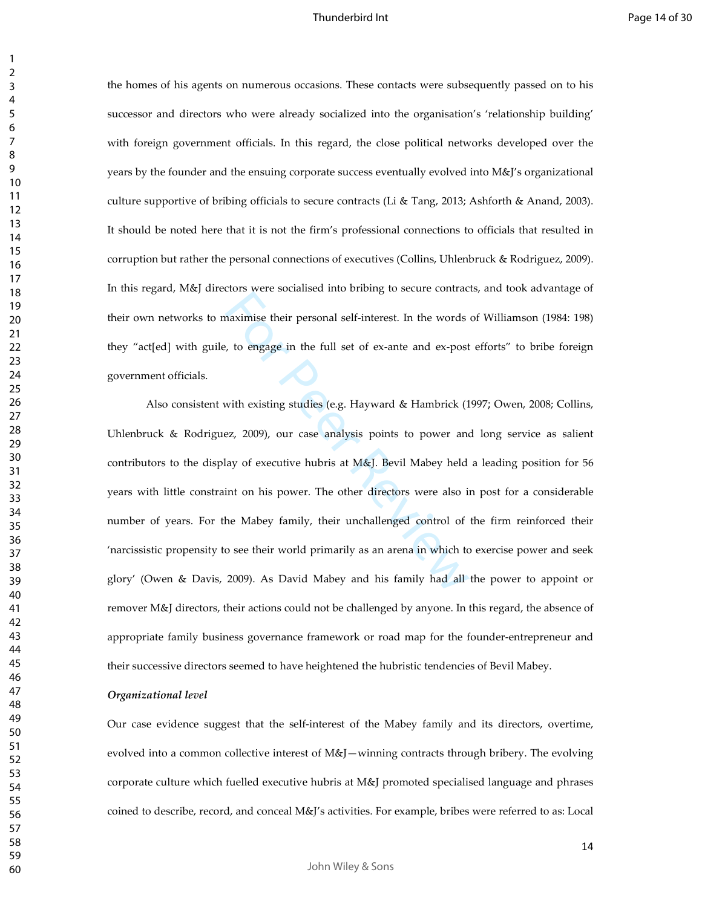the homes of his agents on numerous occasions. These contacts were subsequently passed on to his successor and directors who were already socialized into the organisation's 'relationship building' with foreign government officials. In this regard, the close political networks developed over the years by the founder and the ensuing corporate success eventually evolved into M&J's organizational culture supportive of bribing officials to secure contracts (Li & Tang, 2013; Ashforth & Anand, 2003). It should be noted here that it is not the firm's professional connections to officials that resulted in corruption but rather the personal connections of executives (Collins, Uhlenbruck & Rodriguez, 2009). In this regard, M&J directors were socialised into bribing to secure contracts, and took advantage of their own networks to maximise their personal self-interest. In the words of Williamson (1984: 198) they "act[ed] with guile, to engage in the full set of ex-ante and ex-post efforts" to bribe foreign government officials.

Also consistent with existing studies (e.g. Hayward & Hambrick (1997; Owen, 2008; Collins, Uhlenbruck & Rodriguez, 2009), our case analysis points to power and long service as salient contributors to the display of executive hubris at M&J. Bevil Mabey held a leading position for 56 years with little constraint on his power. The other directors were also in post for a considerable number of years. For the Mabey family, their unchallenged control of the firm reinforced their 'narcissistic propensity to see their world primarily as an arena in which to exercise power and seek glory' (Owen & Davis, 2009). As David Mabey and his family had all the power to appoint or remover M&J directors, their actions could not be challenged by anyone. In this regard, the absence of appropriate family business governance framework or road map for the founder-entrepreneur and their successive directors seemed to have heightened the hubristic tendencies of Bevil Mabey.

***Organizational level***

Our case evidence suggest that the self-interest of the Mabey family and its directors, overtime, evolved into a common collective interest of M&J—winning contracts through bribery. The evolving corporate culture which fuelled executive hubris at M&J promoted specialised language and phrases coined to describe, record, and conceal M&J's activities. For example, bribes were referred to as: Local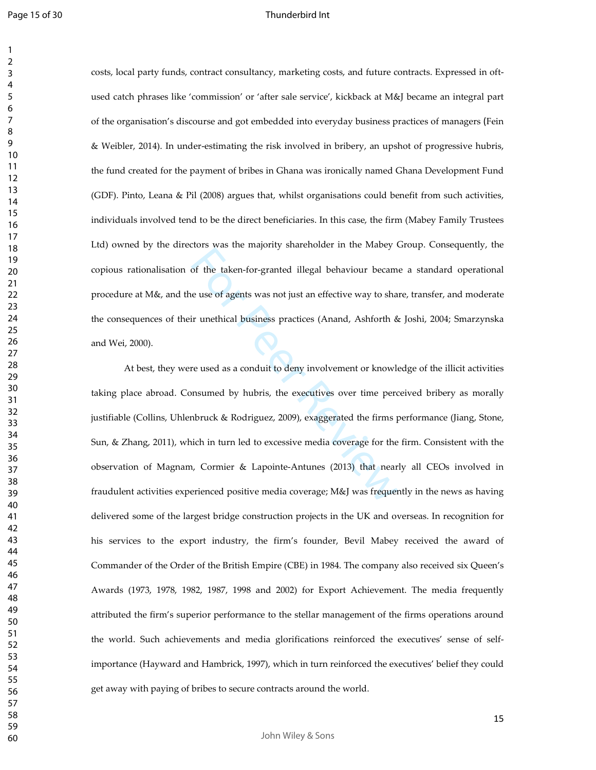costs, local party funds, contract consultancy, marketing costs, and future contracts. Expressed in oft-used catch phrases like 'commission' or 'after sale service', kickback at M&J became an integral part of the organisation's discourse and got embedded into everyday business practices of managers (Fein & Weibler, 2014). In under-estimating the risk involved in bribery, an upshot of progressive hubris, the fund created for the payment of bribes in Ghana was ironically named Ghana Development Fund (GDF). Pinto, Leana & Pil (2008) argues that, whilst organisations could benefit from such activities, individuals involved tend to be the direct beneficiaries. In this case, the firm (Mabey Family Trustees Ltd) owned by the directors was the majority shareholder in the Mabey Group. Consequently, the copious rationalisation of the taken-for-granted illegal behaviour became a standard operational procedure at M&, and the use of agents was not just an effective way to share, transfer, and moderate the consequences of their unethical business practices (Anand, Ashforth & Joshi, 2004; Smarzynska and Wei, 2000).

At best, they were used as a conduit to deny involvement or knowledge of the illicit activities taking place abroad. Consumed by hubris, the executives over time perceived bribery as morally justifiable (Collins, Uhlenbruck & Rodriguez, 2009), exaggerated the firms performance (Jiang, Stone, Sun, & Zhang, 2011), which in turn led to excessive media coverage for the firm. Consistent with the observation of Magnam, Cormier & Lapointe-Antunes (2013) that nearly all CEOs involved in fraudulent activities experienced positive media coverage; M&J was frequently in the news as having delivered some of the largest bridge construction projects in the UK and overseas. In recognition for his services to the export industry, the firm's founder, Bevil Mabey received the award of Commander of the Order of the British Empire (CBE) in 1984. The company also received six Queen's Awards (1973, 1978, 1982, 1987, 1998 and 2002) for Export Achievement. The media frequently attributed the firm's superior performance to the stellar management of the firms operations around the world. Such achievements and media glorifications reinforced the executives' sense of self-importance (Hayward and Hambrick, 1997), which in turn reinforced the executives' belief they could get away with paying of bribes to secure contracts around the world.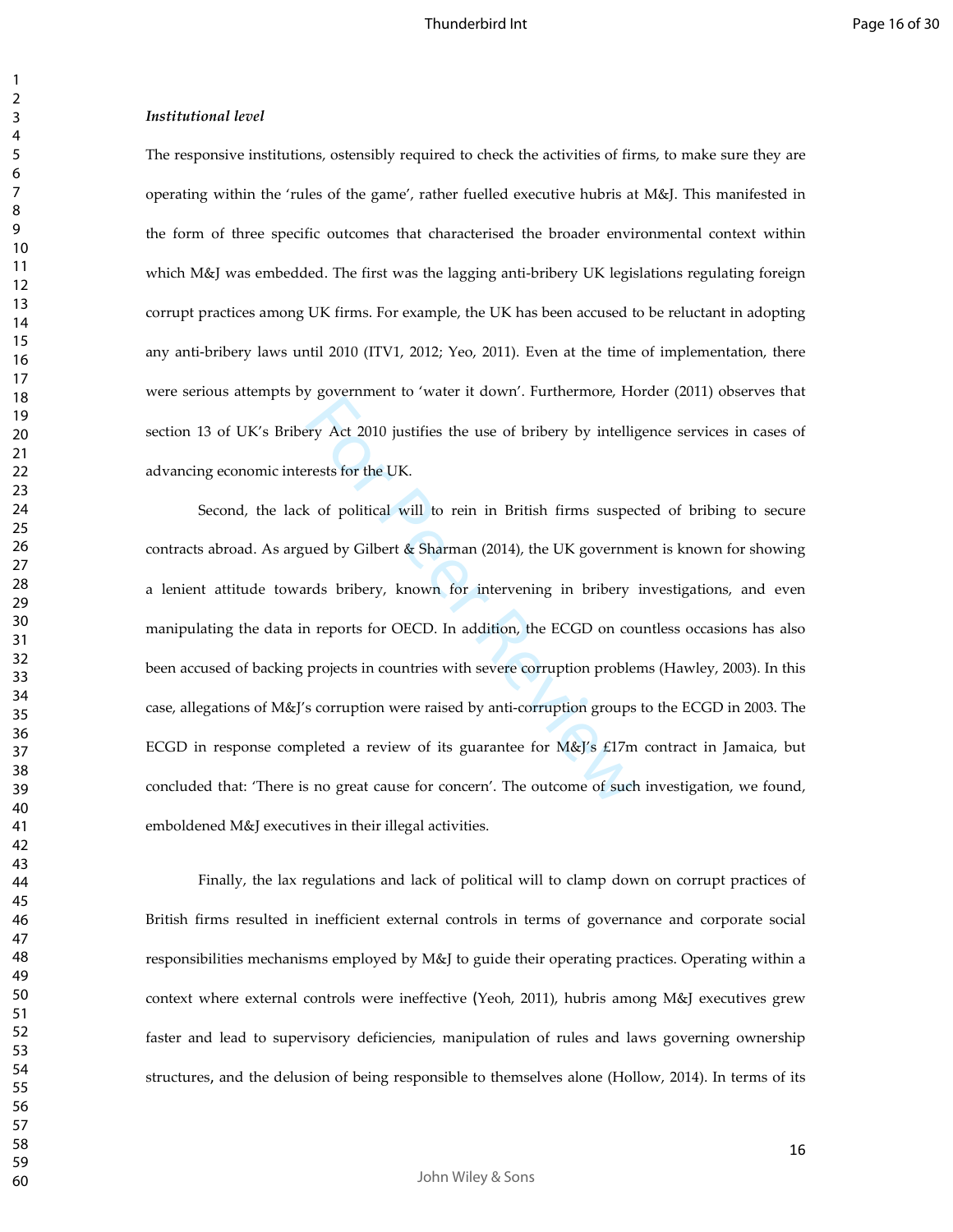***Institutional level***

The responsive institutions, ostensibly required to check the activities of firms, to make sure they are operating within the 'rules of the game', rather fuelled executive hubris at M&J. This manifested in the form of three specific outcomes that characterised the broader environmental context within which M&J was embedded. The first was the lagging anti-bribery UK legislations regulating foreign corrupt practices among UK firms. For example, the UK has been accused to be reluctant in adopting any anti-bribery laws until 2010 (ITV1, 2012; Yeo, 2011). Even at the time of implementation, there were serious attempts by government to 'water it down'. Furthermore, Horder (2011) observes that section 13 of UK's Bribery Act 2010 justifies the use of bribery by intelligence services in cases of advancing economic interests for the UK.

Second, the lack of political will to rein in British firms suspected of bribing to secure contracts abroad. As argued by Gilbert & Sharman (2014), the UK government is known for showing a lenient attitude towards bribery, known for intervening in bribery investigations, and even manipulating the data in reports for OECD. In addition, the ECGD on countless occasions has also been accused of backing projects in countries with severe corruption problems (Hawley, 2003). In this case, allegations of M&J's corruption were raised by anti-corruption groups to the ECGD in 2003. The ECGD in response completed a review of its guarantee for M&J's £17m contract in Jamaica, but concluded that: 'There is no great cause for concern'. The outcome of such investigation, we found, emboldened M&J executives in their illegal activities.

Finally, the lax regulations and lack of political will to clamp down on corrupt practices of British firms resulted in inefficient external controls in terms of governance and corporate social responsibilities mechanisms employed by M&J to guide their operating practices. Operating within a context where external controls were ineffective (Yeoh, 2011), hubris among M&J executives grew faster and lead to supervisory deficiencies, manipulation of rules and laws governing ownership structures, and the delusion of being responsible to themselves alone (Hollow, 2014). In terms of its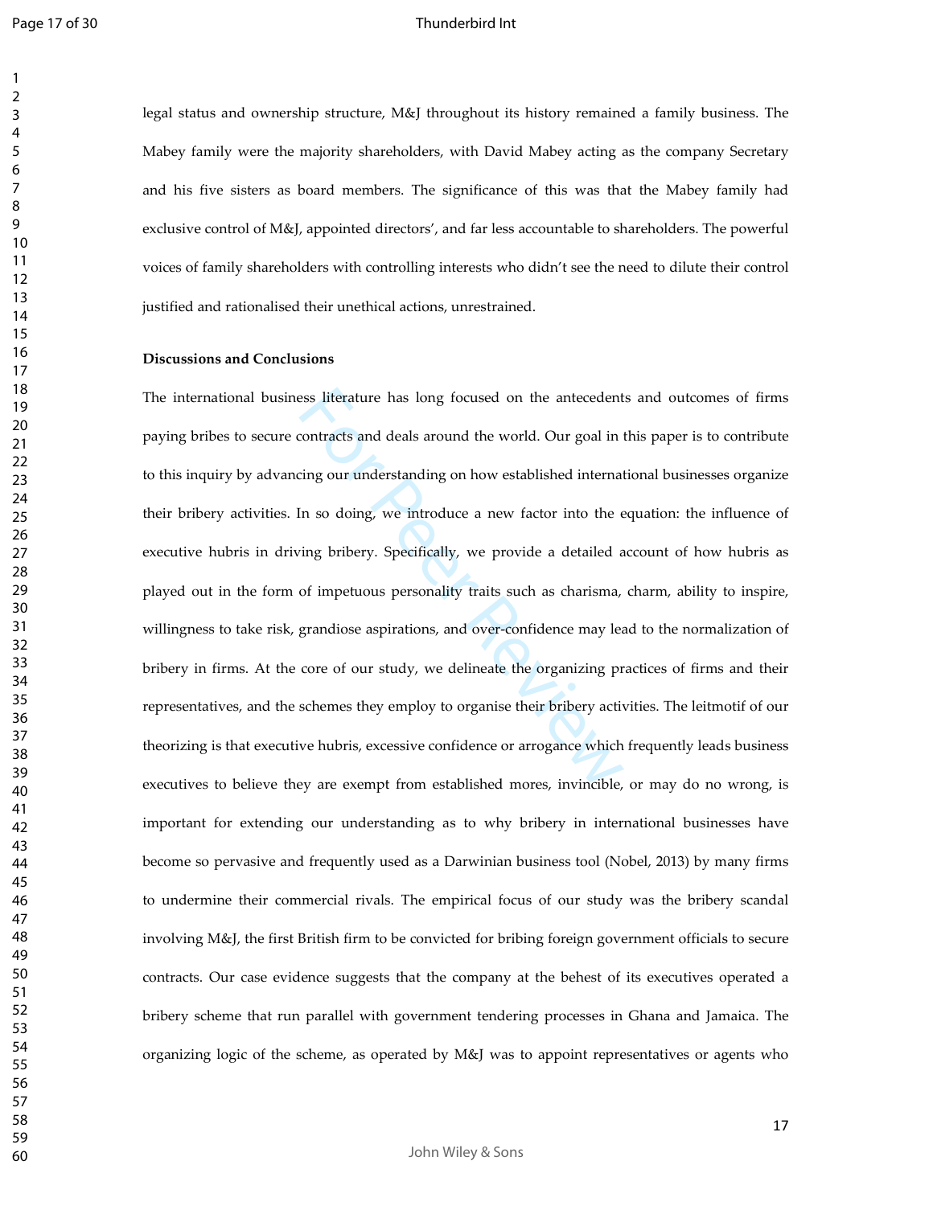legal status and ownership structure, M&J throughout its history remained a family business. The Mabey family were the majority shareholders, with David Mabey acting as the company Secretary and his five sisters as board members. The significance of this was that the Mabey family had exclusive control of M&J, appointed directors', and far less accountable to shareholders. The powerful voices of family shareholders with controlling interests who didn't see the need to dilute their control justified and rationalised their unethical actions, unrestrained.

**Discussions and Conclusions**

The international business literature has long focused on the antecedents and outcomes of firms paying bribes to secure contracts and deals around the world. Our goal in this paper is to contribute to this inquiry by advancing our understanding on how established international businesses organize their bribery activities. In so doing, we introduce a new factor into the equation: the influence of executive hubris in driving bribery. Specifically, we provide a detailed account of how hubris as played out in the form of impetuous personality traits such as charisma, charm, ability to inspire, willingness to take risk, grandiose aspirations, and over-confidence may lead to the normalization of bribery in firms. At the core of our study, we delineate the organizing practices of firms and their representatives, and the schemes they employ to organise their bribery activities. The leitmotif of our theorizing is that executive hubris, excessive confidence or arrogance which frequently leads business executives to believe they are exempt from established mores, invincible, or may do no wrong, is important for extending our understanding as to why bribery in international businesses have become so pervasive and frequently used as a Darwinian business tool (Nobel, 2013) by many firms to undermine their commercial rivals. The empirical focus of our study was the bribery scandal involving M&J, the first British firm to be convicted for bribing foreign government officials to secure contracts. Our case evidence suggests that the company at the behest of its executives operated a bribery scheme that run parallel with government tendering processes in Ghana and Jamaica. The organizing logic of the scheme, as operated by M&J was to appoint representatives or agents who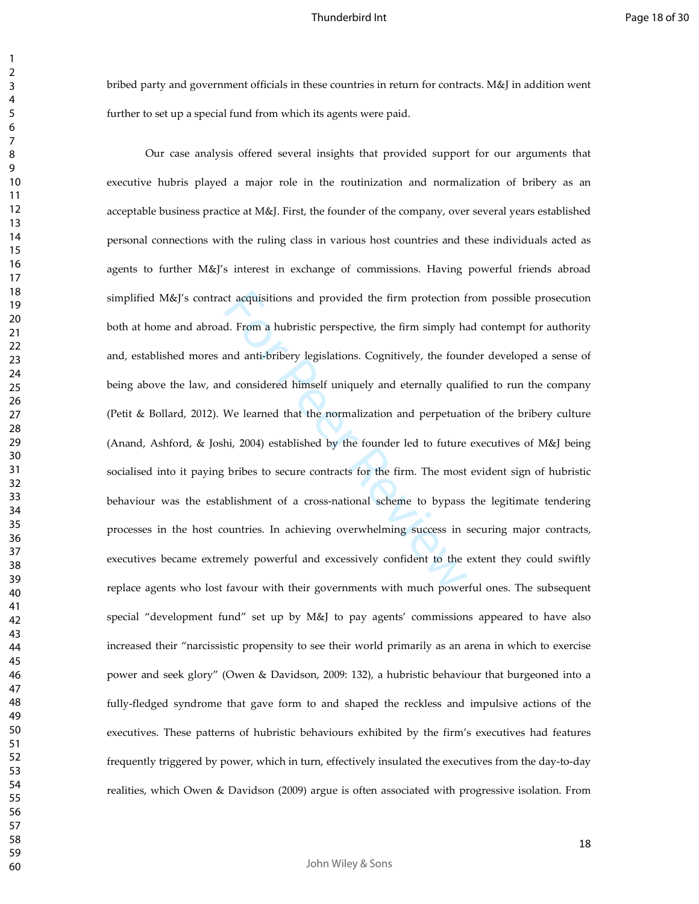bribed party and government officials in these countries in return for contracts. M&J in addition went further to set up a special fund from which its agents were paid.

Our case analysis offered several insights that provided support for our arguments that executive hubris played a major role in the routinization and normalization of bribery as an acceptable business practice at M&J. First, the founder of the company, over several years established personal connections with the ruling class in various host countries and these individuals acted as agents to further M&J's interest in exchange of commissions. Having powerful friends abroad simplified M&J's contract acquisitions and provided the firm protection from possible prosecution both at home and abroad. From a hubristic perspective, the firm simply had contempt for authority and, established mores and anti-bribery legislations. Cognitively, the founder developed a sense of being above the law, and considered himself uniquely and eternally qualified to run the company (Petit & Bollard, 2012). We learned that the normalization and perpetuation of the bribery culture (Anand, Ashford, & Joshi, 2004) established by the founder led to future executives of M&J being socialised into it paying bribes to secure contracts for the firm. The most evident sign of hubristic behaviour was the establishment of a cross-national scheme to bypass the legitimate tendering processes in the host countries. In achieving overwhelming success in securing major contracts, executives became extremely powerful and excessively confident to the extent they could swiftly replace agents who lost favour with their governments with much powerful ones. The subsequent special "development fund" set up by M&J to pay agents' commissions appeared to have also increased their "narcissistic propensity to see their world primarily as an arena in which to exercise power and seek glory" (Owen & Davidson, 2009: 132), a hubristic behaviour that burgeoned into a fully-fledged syndrome that gave form to and shaped the reckless and impulsive actions of the executives. These patterns of hubristic behaviours exhibited by the firm's executives had features frequently triggered by power, which in turn, effectively insulated the executives from the day-to-day realities, which Owen & Davidson (2009) argue is often associated with progressive isolation. From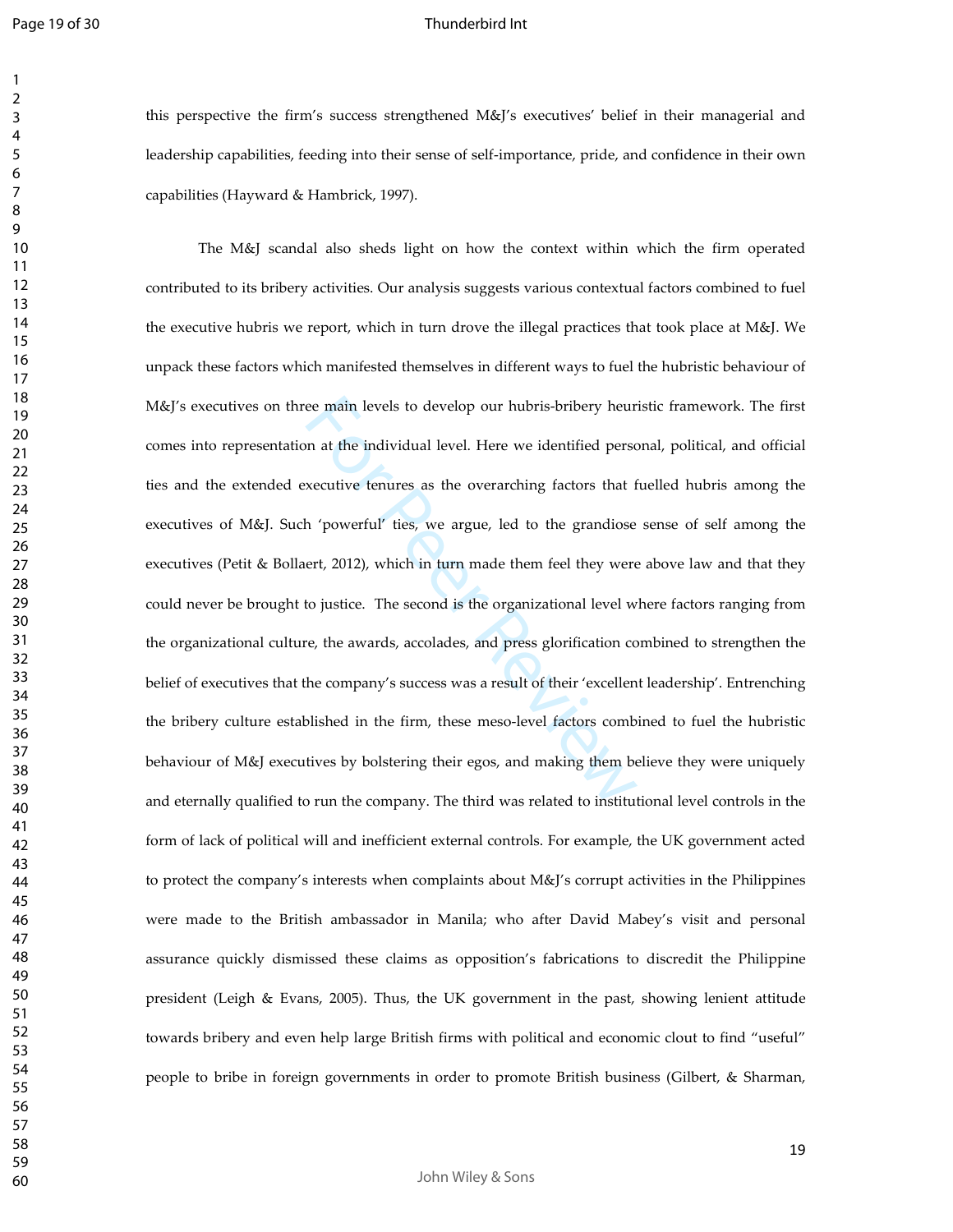this perspective the firm's success strengthened M&J's executives' belief in their managerial and leadership capabilities, feeding into their sense of self-importance, pride, and confidence in their own capabilities (Hayward & Hambrick, 1997).

The M&J scandal also sheds light on how the context within which the firm operated contributed to its bribery activities. Our analysis suggests various contextual factors combined to fuel the executive hubris we report, which in turn drove the illegal practices that took place at M&J. We unpack these factors which manifested themselves in different ways to fuel the hubristic behaviour of M&J's executives on three main levels to develop our hubris-bribery heuristic framework. The first comes into representation at the individual level. Here we identified personal, political, and official ties and the extended executive tenures as the overarching factors that fuelled hubris among the executives of M&J. Such 'powerful' ties, we argue, led to the grandiose sense of self among the executives (Petit & Bollaert, 2012), which in turn made them feel they were above law and that they could never be brought to justice. The second is the organizational level where factors ranging from the organizational culture, the awards, accolades, and press glorification combined to strengthen the belief of executives that the company's success was a result of their 'excellent leadership'. Entrenching the bribery culture established in the firm, these meso-level factors combined to fuel the hubristic behaviour of M&J executives by bolstering their egos, and making them believe they were uniquely and eternally qualified to run the company. The third was related to institutional level controls in the form of lack of political will and inefficient external controls. For example, the UK government acted to protect the company's interests when complaints about M&J's corrupt activities in the Philippines were made to the British ambassador in Manila; who after David Mabey's visit and personal assurance quickly dismissed these claims as opposition's fabrications to discredit the Philippine president (Leigh & Evans, 2005). Thus, the UK government in the past, showing lenient attitude towards bribery and even help large British firms with political and economic clout to find "useful" people to bribe in foreign governments in order to promote British business (Gilbert, & Sharman,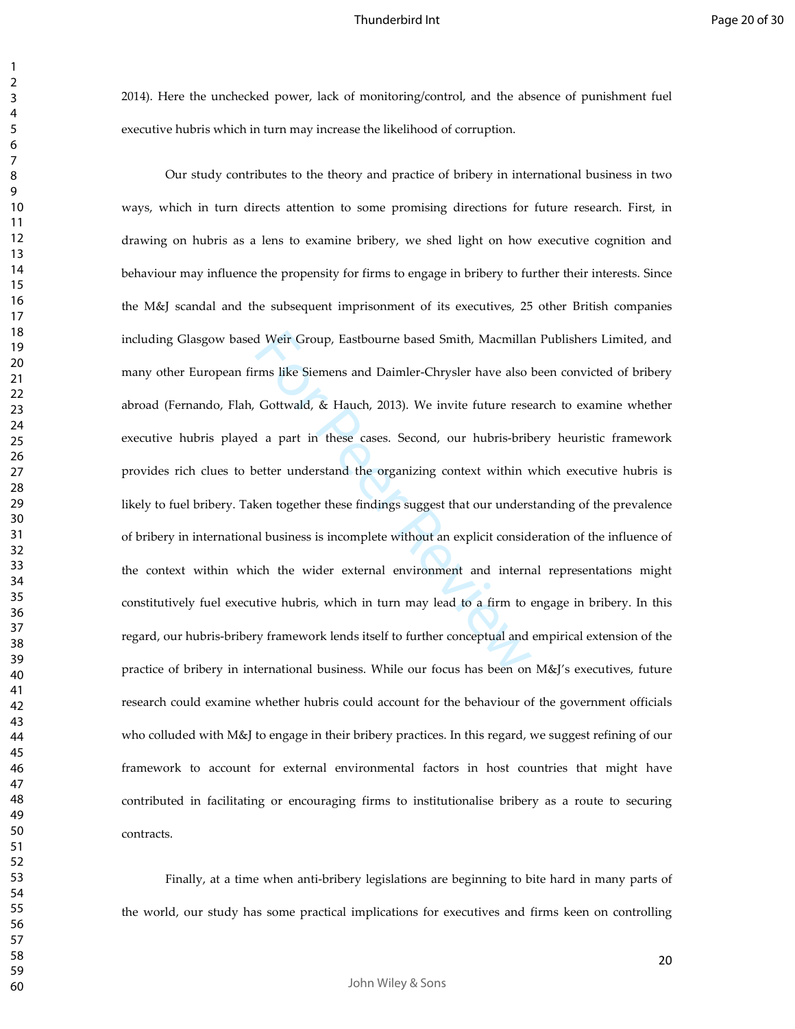2014). Here the unchecked power, lack of monitoring/control, and the absence of punishment fuel executive hubris which in turn may increase the likelihood of corruption.

Our study contributes to the theory and practice of bribery in international business in two ways, which in turn directs attention to some promising directions for future research. First, in drawing on hubris as a lens to examine bribery, we shed light on how executive cognition and behaviour may influence the propensity for firms to engage in bribery to further their interests. Since the M&J scandal and the subsequent imprisonment of its executives, 25 other British companies including Glasgow based Weir Group, Eastbourne based Smith, Macmillan Publishers Limited, and many other European firms like Siemens and Daimler-Chrysler have also been convicted of bribery abroad (Fernando, Flah, Gottwald, & Hauch, 2013). We invite future research to examine whether executive hubris played a part in these cases. Second, our hubris-bribery heuristic framework provides rich clues to better understand the organizing context within which executive hubris is likely to fuel bribery. Taken together these findings suggest that our understanding of the prevalence of bribery in international business is incomplete without an explicit consideration of the influence of the context within which the wider external environment and internal representations might constitutively fuel executive hubris, which in turn may lead to a firm to engage in bribery. In this regard, our hubris-bribery framework lends itself to further conceptual and empirical extension of the practice of bribery in international business. While our focus has been on M&J's executives, future research could examine whether hubris could account for the behaviour of the government officials who colluded with M&J to engage in their bribery practices. In this regard, we suggest refining of our framework to account for external environmental factors in host countries that might have contributed in facilitating or encouraging firms to institutionalise bribery as a route to securing contracts.

Finally, at a time when anti-bribery legislations are beginning to bite hard in many parts of the world, our study has some practical implications for executives and firms keen on controlling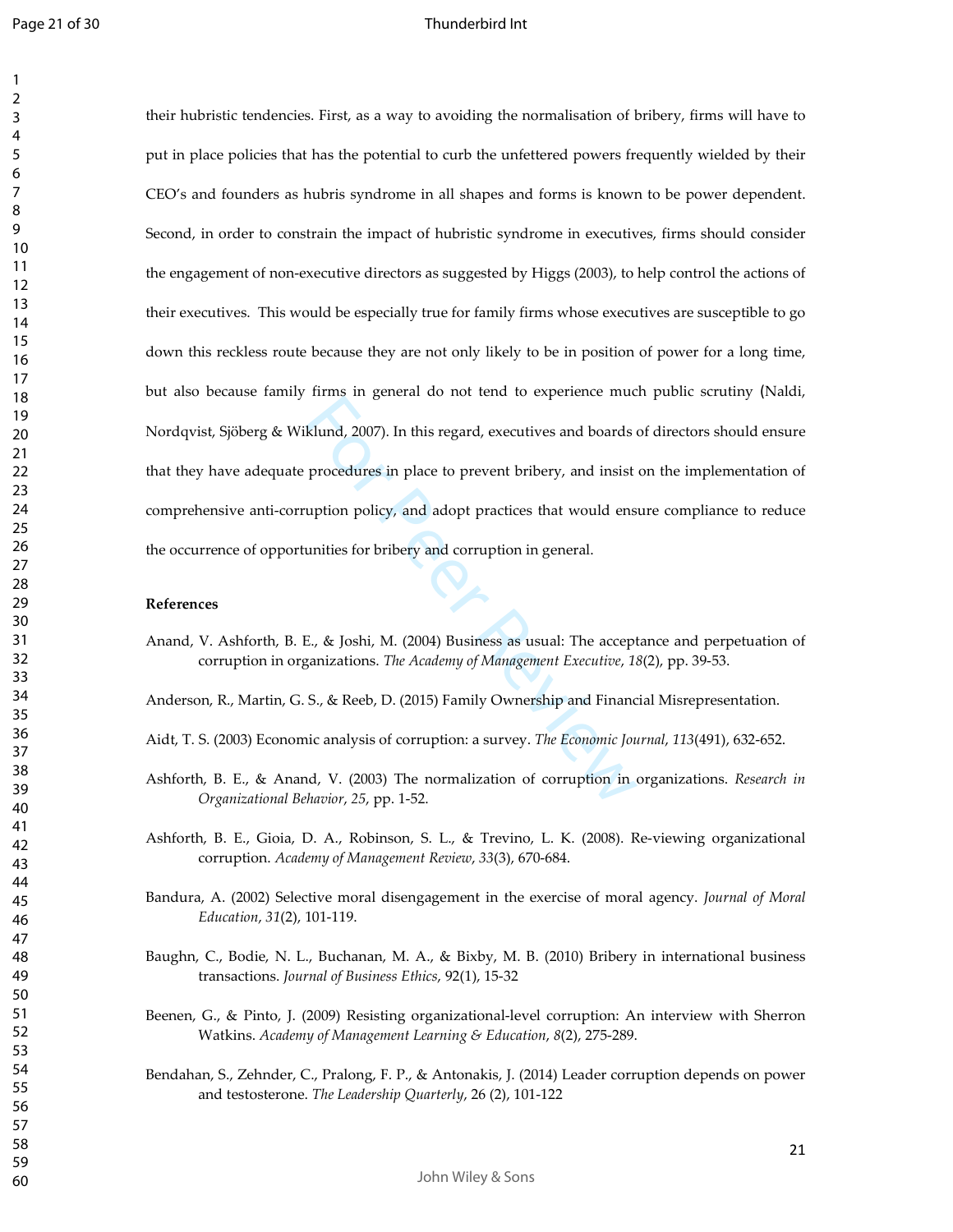their hubristic tendencies. First, as a way to avoiding the normalisation of bribery, firms will have to put in place policies that has the potential to curb the unfettered powers frequently wielded by their CEO's and founders as hubris syndrome in all shapes and forms is known to be power dependent. Second, in order to constrain the impact of hubristic syndrome in executives, firms should consider the engagement of non-executive directors as suggested by Higgs (2003), to help control the actions of their executives. This would be especially true for family firms whose executives are susceptible to go down this reckless route because they are not only likely to be in position of power for a long time, but also because family firms in general do not tend to experience much public scrutiny (Naldi, Nordqvist, Sjöberg & Wiklund, 2007). In this regard, executives and boards of directors should ensure that they have adequate procedures in place to prevent bribery, and insist on the implementation of comprehensive anti-corruption policy, and adopt practices that would ensure compliance to reduce the occurrence of opportunities for bribery and corruption in general.

**References**

Anand, V. Ashforth, B. E., & Joshi, M. (2004) Business as usual: The acceptance and perpetuation of corruption in organizations. *The Academy of Management Executive*, *18*(2), pp. 39-53.

Anderson, R., Martin, G. S., & Reeb, D. (2015) Family Ownership and Financial Misrepresentation.

Aidt, T. S. (2003) Economic analysis of corruption: a survey. *The Economic Journal*, *113*(491), 632-652.

Ashforth, B. E., & Anand, V. (2003) The normalization of corruption in organizations. *Research in Organizational Behavior*, *25*, pp. 1-52.

Ashforth, B. E., Gioia, D. A., Robinson, S. L., & Trevino, L. K. (2008). Re-viewing organizational corruption. *Academy of Management Review*, *33*(3), 670-684.

Bandura, A. (2002) Selective moral disengagement in the exercise of moral agency. *Journal of Moral Education*, *31*(2), 101-119.

Baughn, C., Bodie, N. L., Buchanan, M. A., & Bixby, M. B. (2010) Bribery in international business transactions. *Journal of Business Ethics*, 92(1), 15-32

Beenen, G., & Pinto, J. (2009) Resisting organizational-level corruption: An interview with Sherron Watkins. *Academy of Management Learning & Education*, *8*(2), 275-289.

Bendahan, S., Zehnder, C., Pralong, F. P., & Antonakis, J. (2014) Leader corruption depends on power and testosterone. *The Leadership Quarterly*, 26 (2), 101-122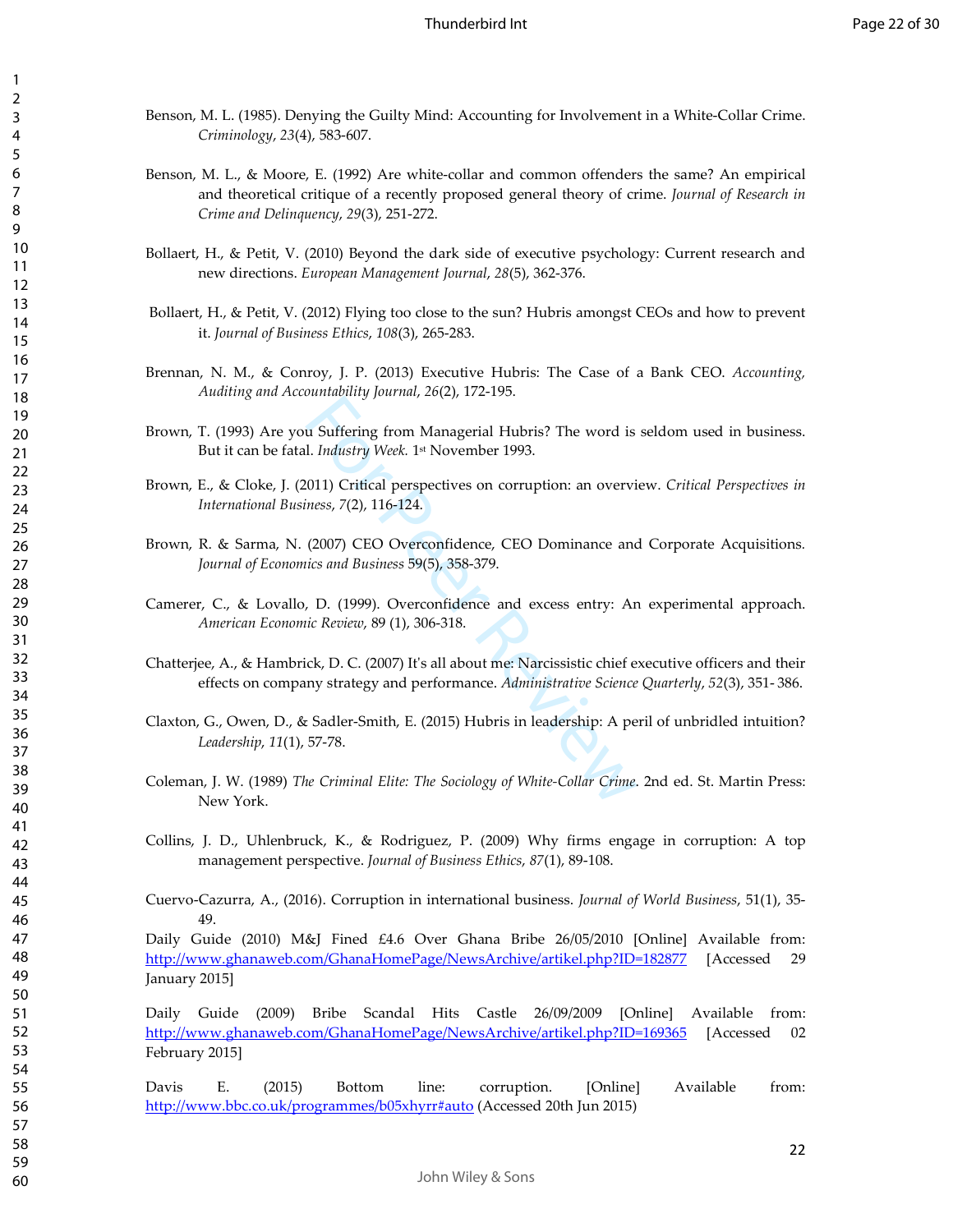Benson, M. L. (1985). Denying the Guilty Mind: Accounting for Involvement in a White-Collar Crime. *Criminology*, *23*(4), 583-607.

Benson, M. L., & Moore, E. (1992) Are white-collar and common offenders the same? An empirical and theoretical critique of a recently proposed general theory of crime. *Journal of Research in Crime and Delinquency*, *29*(3), 251-272.

Bollaert, H., & Petit, V. (2010) Beyond the dark side of executive psychology: Current research and new directions. *European Management Journal*, *28*(5), 362-376.

Bollaert, H., & Petit, V. (2012) Flying too close to the sun? Hubris amongst CEOs and how to prevent it. *Journal of Business Ethics*, *108*(3), 265-283.

Brennan, N. M., & Conroy, J. P. (2013) Executive Hubris: The Case of a Bank CEO. *Accounting, Auditing and Accountability Journal*, *26*(2), 172-195.

Brown, T. (1993) Are you Suffering from Managerial Hubris? The word is seldom used in business. But it can be fatal. *Industry Week.* 1st November 1993.

Brown, E., & Cloke, J. (2011) Critical perspectives on corruption: an overview. *Critical Perspectives in International Business*, *7*(2), 116-124.

Brown, R. & Sarma, N. (2007) CEO Overconfidence, CEO Dominance and Corporate Acquisitions. *Journal of Economics and Business* 59(5), 358-379.

Camerer, C., & Lovallo, D. (1999). Overconfidence and excess entry: An experimental approach. *American Economic Review*, 89 (1), 306-318.

Chatterjee, A., & Hambrick, D. C. (2007) It's all about me: Narcissistic chief executive officers and their effects on company strategy and performance. *Administrative Science Quarterly*, *52*(3), 351- 386.

Claxton, G., Owen, D., & Sadler-Smith, E. (2015) Hubris in leadership: A peril of unbridled intuition? *Leadership*, *11*(1), 57-78.

Coleman, J. W. (1989) *The Criminal Elite: The Sociology of White-Collar Crime*. 2nd ed. St. Martin Press: New York.

Collins, J. D., Uhlenbruck, K., & Rodriguez, P. (2009) Why firms engage in corruption: A top management perspective. *Journal of Business Ethics*, *87*(1), 89-108.

Cuervo-Cazurra, A., (2016). Corruption in international business. *Journal of World Business*, 51(1), 35-49.

Daily Guide (2010) M&J Fined £4.6 Over Ghana Bribe 26/05/2010 [Online] Available from: http://www.ghanaweb.com/GhanaHomePage/NewsArchive/artikel.php?ID=182877 [Accessed 29 January 2015]

Daily Guide (2009) Bribe Scandal Hits Castle 26/09/2009 [Online] Available from: http://www.ghanaweb.com/GhanaHomePage/NewsArchive/artikel.php?ID=169365 [Accessed 02 February 2015]

Davis E. (2015) Bottom line: corruption. [Online] Available from: http://www.bbc.co.uk/programmes/b05xhyrr#auto (Accessed 20th Jun 2015)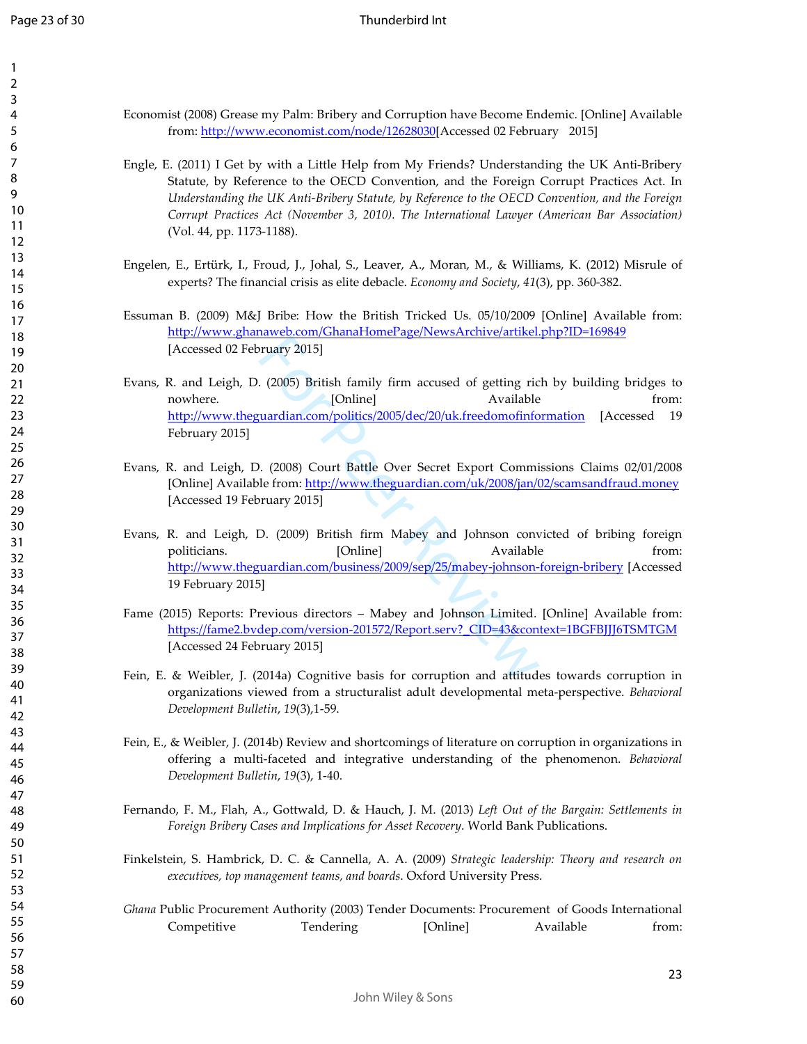Economist (2008) Grease my Palm: Bribery and Corruption have Become Endemic. [Online] Available from: http://www.economist.com/node/12628030[Accessed 02 February 2015]

Engle, E. (2011) I Get by with a Little Help from My Friends? Understanding the UK Anti-Bribery Statute, by Reference to the OECD Convention, and the Foreign Corrupt Practices Act. In *Understanding the UK Anti-Bribery Statute, by Reference to the OECD Convention, and the Foreign Corrupt Practices Act (November 3, 2010). The International Lawyer (American Bar Association)* (Vol. 44, pp. 1173-1188).

Engelen, E., Ertürk, I., Froud, J., Johal, S., Leaver, A., Moran, M., & Williams, K. (2012) Misrule of experts? The financial crisis as elite debacle. *Economy and Society*, *41*(3), pp. 360-382.

Essuman B. (2009) M&J Bribe: How the British Tricked Us. 05/10/2009 [Online] Available from: http://www.ghanaweb.com/GhanaHomePage/NewsArchive/artikel.php?ID=169849 [Accessed 02 February 2015]

Evans, R. and Leigh, D. (2005) British family firm accused of getting rich by building bridges to nowhere. [Online] Available from: http://www.theguardian.com/politics/2005/dec/20/uk.freedomofinformation [Accessed 19 February 2015]

Evans, R. and Leigh, D. (2008) Court Battle Over Secret Export Commissions Claims 02/01/2008 [Online] Available from: http://www.theguardian.com/uk/2008/jan/02/scamsandfraud.money [Accessed 19 February 2015]

Evans, R. and Leigh, D. (2009) British firm Mabey and Johnson convicted of bribing foreign politicians. [Online] Available from: http://www.theguardian.com/business/2009/sep/25/mabey-johnson-foreign-bribery [Accessed 19 February 2015]

Fame (2015) Reports: Previous directors – Mabey and Johnson Limited. [Online] Available from: https://fame2.bvdep.com/version-201572/Report.serv?_CID=43&context=1BGFBJJJ6TSMTGM [Accessed 24 February 2015]

Fein, E. & Weibler, J. (2014a) Cognitive basis for corruption and attitudes towards corruption in organizations viewed from a structuralist adult developmental meta-perspective. *Behavioral Development Bulletin*, *19*(3),1-59.

Fein, E., & Weibler, J. (2014b) Review and shortcomings of literature on corruption in organizations in offering a multi-faceted and integrative understanding of the phenomenon. *Behavioral Development Bulletin*, *19*(3), 1-40.

Fernando, F. M., Flah, A., Gottwald, D. & Hauch, J. M. (2013) *Left Out of the Bargain: Settlements in Foreign Bribery Cases and Implications for Asset Recovery*. World Bank Publications.

Finkelstein, S. Hambrick, D. C. & Cannella, A. A. (2009) *Strategic leadership: Theory and research on executives, top management teams, and boards*. Oxford University Press.

*Ghana* Public Procurement Authority (2003) Tender Documents: Procurement of Goods International Competitive Tendering [Online] Available from: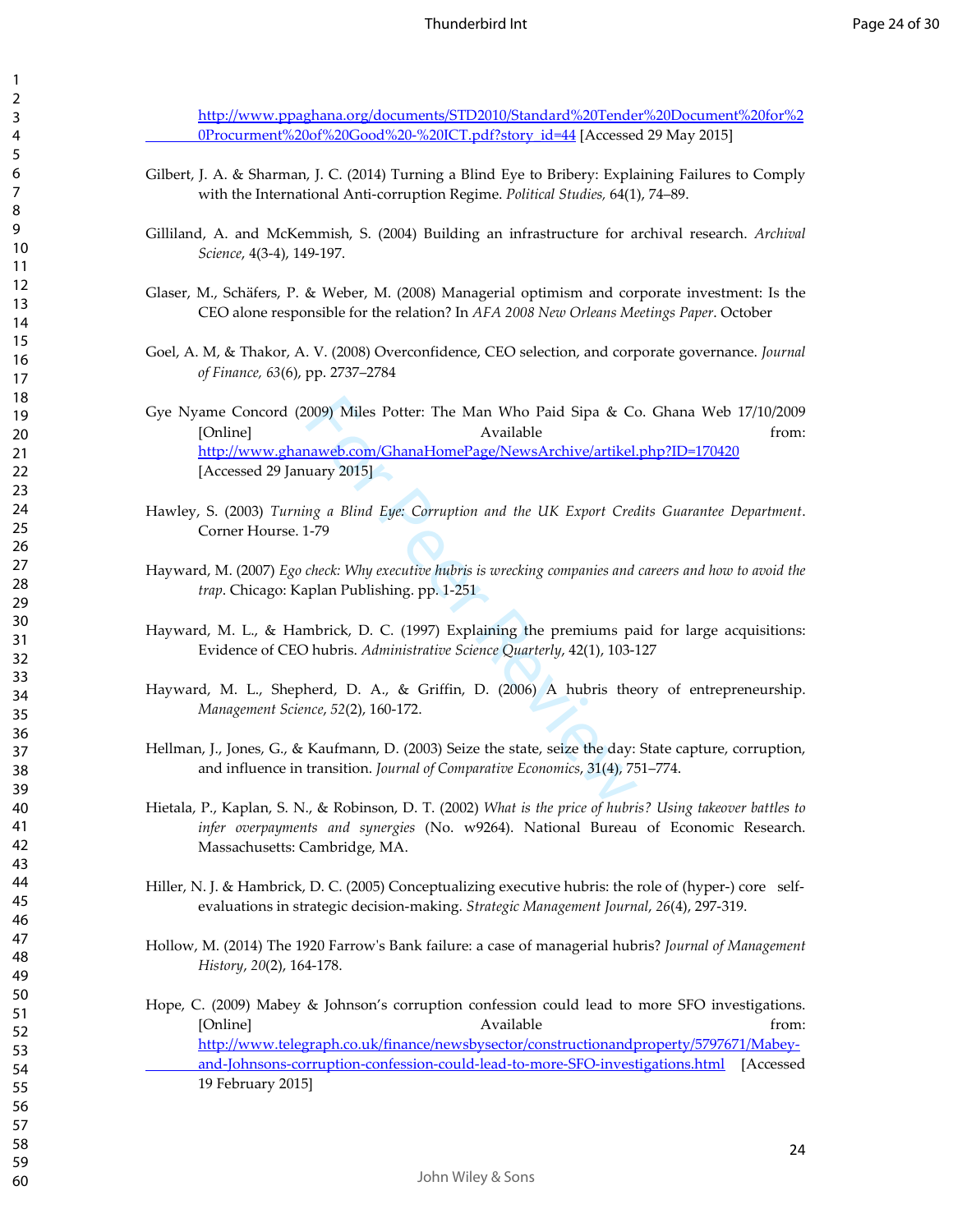http://www.ppaghana.org/documents/STD2010/Standard%20Tender%20Document%20for%20Procurment%20of%20Good%20-%20ICT.pdf?story_id=44 [Accessed 29 May 2015]

Gilbert, J. A. & Sharman, J. C. (2014) Turning a Blind Eye to Bribery: Explaining Failures to Comply with the International Anti-corruption Regime. *Political Studies,* 64(1), 74–89.

Gilliland, A. and McKemmish, S. (2004) Building an infrastructure for archival research. *Archival Science*, 4(3-4), 149-197.

Glaser, M., Schäfers, P. & Weber, M. (2008) Managerial optimism and corporate investment: Is the CEO alone responsible for the relation? In *AFA 2008 New Orleans Meetings Paper*. October

Goel, A. M, & Thakor, A. V. (2008) Overconfidence, CEO selection, and corporate governance. *Journal of Finance, 63*(6), pp. 2737–2784

Gye Nyame Concord (2009) Miles Potter: The Man Who Paid Sipa & Co. Ghana Web 17/10/2009 [Online] Available from: http://www.ghanaweb.com/GhanaHomePage/NewsArchive/artikel.php?ID=170420 [Accessed 29 January 2015]

Hawley, S. (2003) *Turning a Blind Eye: Corruption and the UK Export Credits Guarantee Department*. Corner Hourse. 1-79

Hayward, M. (2007) *Ego check: Why executive hubris is wrecking companies and careers and how to avoid the trap*. Chicago: Kaplan Publishing. pp. 1-251

Hayward, M. L., & Hambrick, D. C. (1997) Explaining the premiums paid for large acquisitions: Evidence of CEO hubris. *Administrative Science Quarterly*, 42(1), 103-127

Hayward, M. L., Shepherd, D. A., & Griffin, D. (2006) A hubris theory of entrepreneurship. *Management Science*, *52*(2), 160-172.

Hellman, J., Jones, G., & Kaufmann, D. (2003) Seize the state, seize the day: State capture, corruption, and influence in transition. *Journal of Comparative Economics*, 31(4), 751–774.

Hietala, P., Kaplan, S. N., & Robinson, D. T. (2002) *What is the price of hubris? Using takeover battles to infer overpayments and synergies* (No. w9264). National Bureau of Economic Research. Massachusetts: Cambridge, MA.

Hiller, N. J. & Hambrick, D. C. (2005) Conceptualizing executive hubris: the role of (hyper-) core self-evaluations in strategic decision-making. *Strategic Management Journal*, *26*(4), 297-319.

Hollow, M. (2014) The 1920 Farrow's Bank failure: a case of managerial hubris? *Journal of Management History*, *20*(2), 164-178.

Hope, C. (2009) Mabey & Johnson's corruption confession could lead to more SFO investigations. [Online] Available from: http://www.telegraph.co.uk/finance/newsbysector/constructionandproperty/5797671/Mabey-and-Johnsons-corruption-confession-could-lead-to-more-SFO-investigations.html [Accessed 19 February 2015]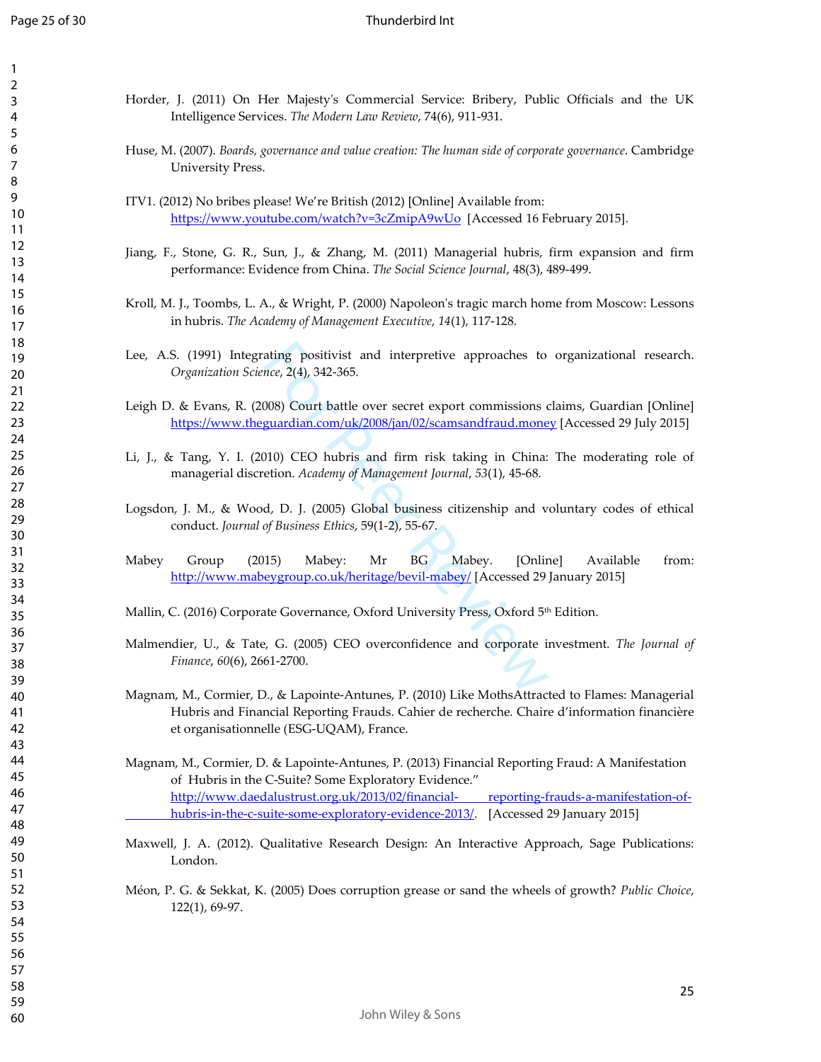Horder, J. (2011) On Her Majesty's Commercial Service: Bribery, Public Officials and the UK Intelligence Services. *The Modern Law Review*, 74(6), 911-931.

Huse, M. (2007). *Boards, governance and value creation: The human side of corporate governance*. Cambridge University Press.

ITV1. (2012) No bribes please! We're British (2012) [Online] Available from: https://www.youtube.com/watch?v=3cZmipA9wUo [Accessed 16 February 2015].

Jiang, F., Stone, G. R., Sun, J., & Zhang, M. (2011) Managerial hubris, firm expansion and firm performance: Evidence from China. *The Social Science Journal*, 48(3), 489-499.

Kroll, M. J., Toombs, L. A., & Wright, P. (2000) Napoleon's tragic march home from Moscow: Lessons in hubris. *The Academy of Management Executive*, *14*(1), 117-128.

Lee, A.S. (1991) Integrating positivist and interpretive approaches to organizational research. *Organization Science*, 2(4), 342-365.

Leigh D. & Evans, R. (2008) Court battle over secret export commissions claims, Guardian [Online] https://www.theguardian.com/uk/2008/jan/02/scamsandfraud.money [Accessed 29 July 2015]

Li, J., & Tang, Y. I. (2010) CEO hubris and firm risk taking in China: The moderating role of managerial discretion. *Academy of Management Journal*, *53*(1), 45-68.

Logsdon, J. M., & Wood, D. J. (2005) Global business citizenship and voluntary codes of ethical conduct. *Journal of Business Ethics*, 59(1-2), 55-67.

Mabey Group (2015) Mabey: Mr BG Mabey. [Online] Available from: http://www.mabeygroup.co.uk/heritage/bevil-mabey/ [Accessed 29 January 2015]

Mallin, C. (2016) Corporate Governance, Oxford University Press, Oxford 5th Edition.

Malmendier, U., & Tate, G. (2005) CEO overconfidence and corporate investment. *The Journal of Finance*, *60*(6), 2661-2700.

Magnam, M., Cormier, D., & Lapointe-Antunes, P. (2010) Like MothsAttracted to Flames: Managerial Hubris and Financial Reporting Frauds. Cahier de recherche. Chaire d'information financière et organisationnelle (ESG-UQAM), France.

Magnam, M., Cormier, D. & Lapointe-Antunes, P. (2013) Financial Reporting Fraud: A Manifestation of Hubris in the C-Suite? Some Exploratory Evidence." http://www.daedalustrust.org.uk/2013/02/financial- reporting-frauds-a-manifestation-of-hubris-in-the-c-suite-some-exploratory-evidence-2013/. [Accessed 29 January 2015]

Maxwell, J. A. (2012). Qualitative Research Design: An Interactive Approach, Sage Publications: London.

Méon, P. G. & Sekkat, K. (2005) Does corruption grease or sand the wheels of growth? *Public Choice*, 122(1), 69-97.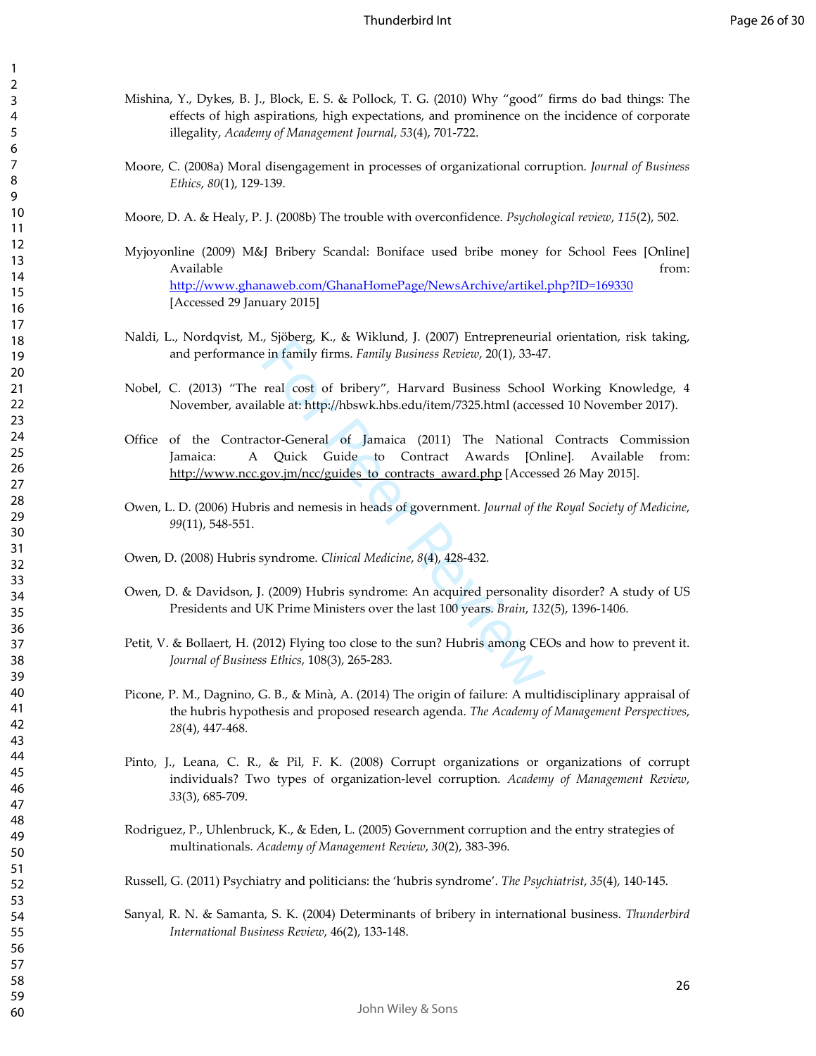Mishina, Y., Dykes, B. J., Block, E. S. & Pollock, T. G. (2010) Why "good" firms do bad things: The effects of high aspirations, high expectations, and prominence on the incidence of corporate illegality, *Academy of Management Journal*, *53*(4), 701-722.

Moore, C. (2008a) Moral disengagement in processes of organizational corruption. *Journal of Business Ethics*, *80*(1), 129-139.

Moore, D. A. & Healy, P. J. (2008b) The trouble with overconfidence. *Psychological review*, *115*(2), 502.

Myjoyonline (2009) M&J Bribery Scandal: Boniface used bribe money for School Fees [Online] Available from: http://www.ghanaweb.com/GhanaHomePage/NewsArchive/artikel.php?ID=169330 [Accessed 29 January 2015]

Naldi, L., Nordqvist, M., Sjöberg, K., & Wiklund, J. (2007) Entrepreneurial orientation, risk taking, and performance in family firms. *Family Business Review*, 20(1), 33-47.

Nobel, C. (2013) "The real cost of bribery", Harvard Business School Working Knowledge, 4 November, available at: http://hbswk.hbs.edu/item/7325.html (accessed 10 November 2017).

Office of the Contractor-General of Jamaica (2011) The National Contracts Commission Jamaica: A Quick Guide to Contract Awards [Online]. Available from: http://www.ncc.gov.jm/ncc/guides_to_contracts_award.php [Accessed 26 May 2015].

Owen, L. D. (2006) Hubris and nemesis in heads of government. *Journal of the Royal Society of Medicine*, *99*(11), 548-551.

Owen, D. (2008) Hubris syndrome. *Clinical Medicine*, *8*(4), 428-432.

Owen, D. & Davidson, J. (2009) Hubris syndrome: An acquired personality disorder? A study of US Presidents and UK Prime Ministers over the last 100 years. *Brain*, *132*(5), 1396-1406.

Petit, V. & Bollaert, H. (2012) Flying too close to the sun? Hubris among CEOs and how to prevent it. *Journal of Business Ethics*, 108(3), 265-283.

Picone, P. M., Dagnino, G. B., & Minà, A. (2014) The origin of failure: A multidisciplinary appraisal of the hubris hypothesis and proposed research agenda. *The Academy of Management Perspectives*, *28*(4), 447-468.

Pinto, J., Leana, C. R., & Pil, F. K. (2008) Corrupt organizations or organizations of corrupt individuals? Two types of organization-level corruption. *Academy of Management Review*, *33*(3), 685-709.

Rodriguez, P., Uhlenbruck, K., & Eden, L. (2005) Government corruption and the entry strategies of multinationals. *Academy of Management Review*, *30*(2), 383-396.

Russell, G. (2011) Psychiatry and politicians: the 'hubris syndrome'. *The Psychiatrist*, *35*(4), 140-145.

Sanyal, R. N. & Samanta, S. K. (2004) Determinants of bribery in international business. *Thunderbird International Business Review*, 46(2), 133-148.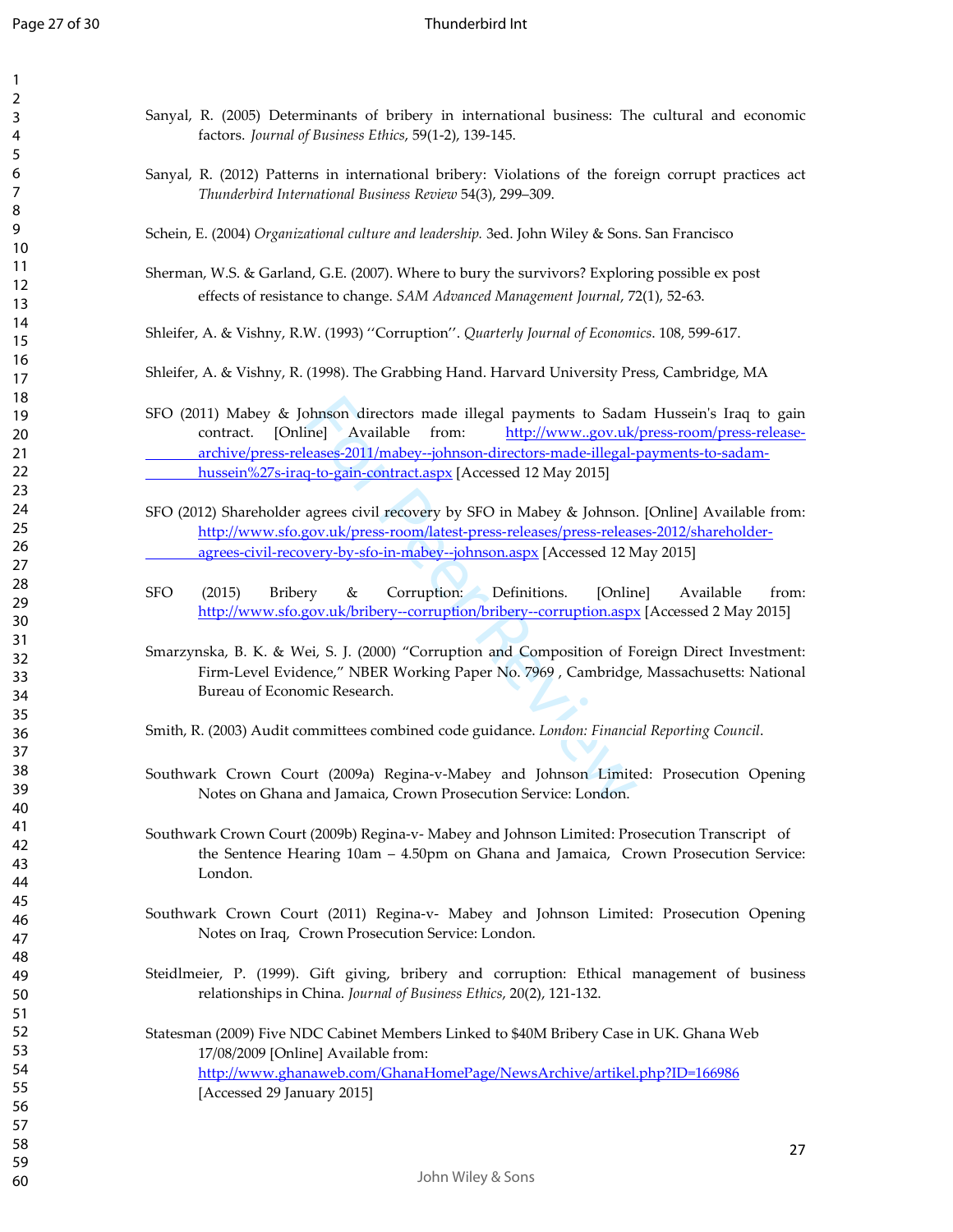Sanyal, R. (2005) Determinants of bribery in international business: The cultural and economic factors. *Journal of Business Ethics*, 59(1-2), 139-145.

Sanyal, R. (2012) Patterns in international bribery: Violations of the foreign corrupt practices act *Thunderbird International Business Review* 54(3), 299–309.

Schein, E. (2004) *Organizational culture and leadership.* 3ed. John Wiley & Sons. San Francisco

Sherman, W.S. & Garland, G.E. (2007). Where to bury the survivors? Exploring possible ex post effects of resistance to change. *SAM Advanced Management Journal*, 72(1), 52-63.

Shleifer, A. & Vishny, R.W. (1993) ''Corruption''. *Quarterly Journal of Economics*. 108, 599-617.

Shleifer, A. & Vishny, R. (1998). The Grabbing Hand. Harvard University Press, Cambridge, MA

SFO (2011) Mabey & Johnson directors made illegal payments to Sadam Hussein's Iraq to gain contract. [Online] Available from: http://www..gov.uk/press-room/press-release-archive/press-releases-2011/mabey--johnson-directors-made-illegal-payments-to-sadam-hussein%27s-iraq-to-gain-contract.aspx [Accessed 12 May 2015]

SFO (2012) Shareholder agrees civil recovery by SFO in Mabey & Johnson. [Online] Available from: http://www.sfo.gov.uk/press-room/latest-press-releases/press-releases-2012/shareholder-agrees-civil-recovery-by-sfo-in-mabey--johnson.aspx [Accessed 12 May 2015]

SFO (2015) Bribery & Corruption: Definitions. [Online] Available from: http://www.sfo.gov.uk/bribery--corruption/bribery--corruption.aspx [Accessed 2 May 2015]

Smarzynska, B. K. & Wei, S. J. (2000) "Corruption and Composition of Foreign Direct Investment: Firm-Level Evidence," NBER Working Paper No. 7969 , Cambridge, Massachusetts: National Bureau of Economic Research.

Smith, R. (2003) Audit committees combined code guidance. *London: Financial Reporting Council*.

Southwark Crown Court (2009a) Regina-v-Mabey and Johnson Limited: Prosecution Opening Notes on Ghana and Jamaica, Crown Prosecution Service: London.

Southwark Crown Court (2009b) Regina-v- Mabey and Johnson Limited: Prosecution Transcript of the Sentence Hearing 10am – 4.50pm on Ghana and Jamaica, Crown Prosecution Service: London.

Southwark Crown Court (2011) Regina-v- Mabey and Johnson Limited: Prosecution Opening Notes on Iraq, Crown Prosecution Service: London.

Steidlmeier, P. (1999). Gift giving, bribery and corruption: Ethical management of business relationships in China. *Journal of Business Ethics*, 20(2), 121-132.

Statesman (2009) Five NDC Cabinet Members Linked to $40M Bribery Case in UK. Ghana Web 17/08/2009 [Online] Available from: http://www.ghanaweb.com/GhanaHomePage/NewsArchive/artikel.php?ID=166986 [Accessed 29 January 2015]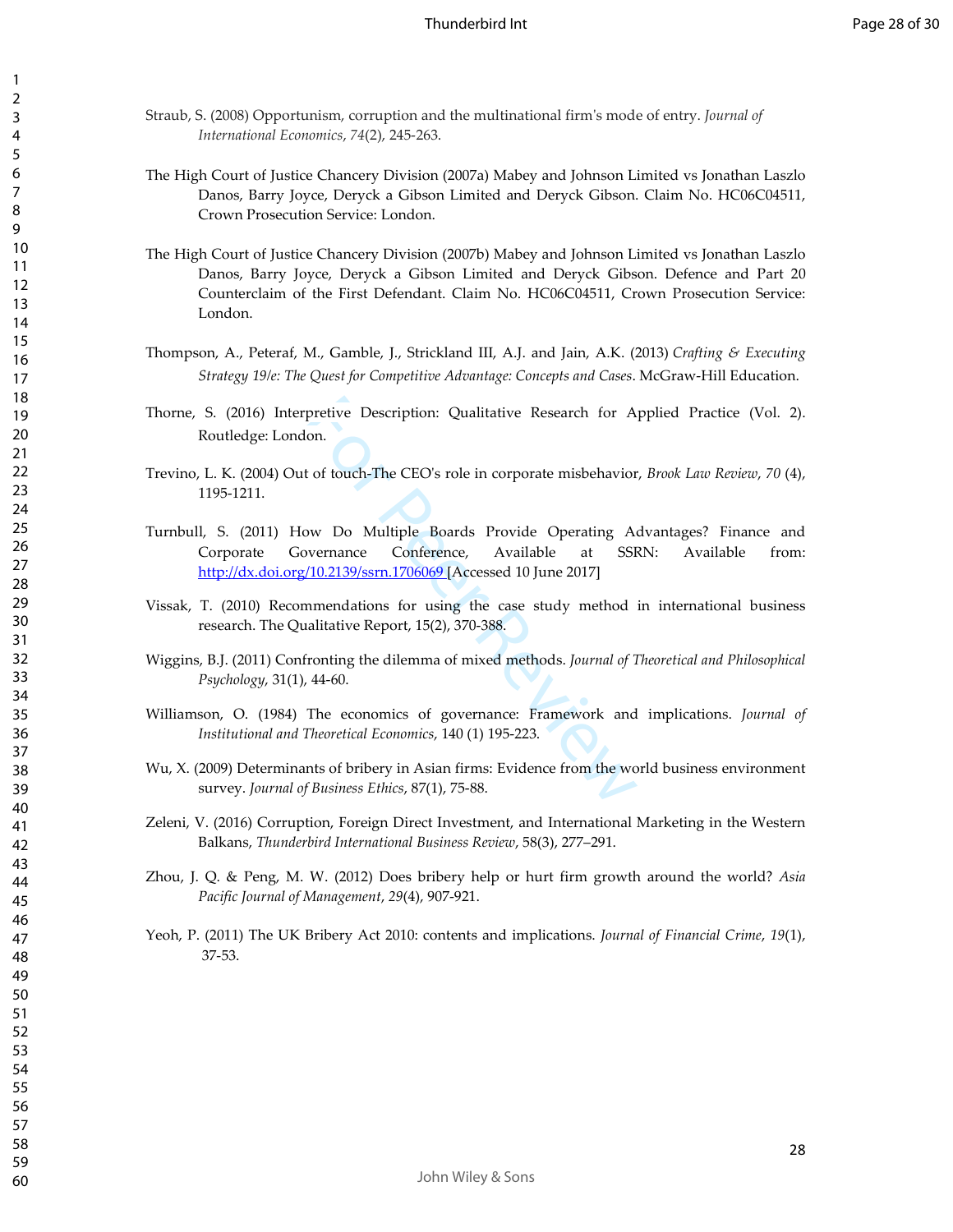Straub, S. (2008) Opportunism, corruption and the multinational firm's mode of entry. *Journal of International Economics*, *74*(2), 245-263.

The High Court of Justice Chancery Division (2007a) Mabey and Johnson Limited vs Jonathan Laszlo Danos, Barry Joyce, Deryck a Gibson Limited and Deryck Gibson. Claim No. HC06C04511, Crown Prosecution Service: London.

The High Court of Justice Chancery Division (2007b) Mabey and Johnson Limited vs Jonathan Laszlo Danos, Barry Joyce, Deryck a Gibson Limited and Deryck Gibson. Defence and Part 20 Counterclaim of the First Defendant. Claim No. HC06C04511, Crown Prosecution Service: London.

Thompson, A., Peteraf, M., Gamble, J., Strickland III, A.J. and Jain, A.K. (2013) *Crafting & Executing Strategy 19/e: The Quest for Competitive Advantage: Concepts and Cases*. McGraw-Hill Education.

Thorne, S. (2016) Interpretive Description: Qualitative Research for Applied Practice (Vol. 2). Routledge: London.

Trevino, L. K. (2004) Out of touch-The CEO's role in corporate misbehavior, *Brook Law Review*, *70* (4), 1195-1211.

Turnbull, S. (2011) How Do Multiple Boards Provide Operating Advantages? Finance and Corporate Governance Conference, Available at SSRN: Available from: http://dx.doi.org/10.2139/ssrn.1706069 [Accessed 10 June 2017]

Vissak, T. (2010) Recommendations for using the case study method in international business research. The Qualitative Report, 15(2), 370-388.

Wiggins, B.J. (2011) Confronting the dilemma of mixed methods. *Journal of Theoretical and Philosophical Psychology*, 31(1), 44-60.

Williamson, O. (1984) The economics of governance: Framework and implications. *Journal of Institutional and Theoretical Economics*, 140 (1) 195-223.

Wu, X. (2009) Determinants of bribery in Asian firms: Evidence from the world business environment survey. *Journal of Business Ethics*, 87(1), 75-88.

Zeleni, V. (2016) Corruption, Foreign Direct Investment, and International Marketing in the Western Balkans, *Thunderbird International Business Review*, 58(3), 277–291.

Zhou, J. Q. & Peng, M. W. (2012) Does bribery help or hurt firm growth around the world? *Asia Pacific Journal of Management*, *29*(4), 907-921.

Yeoh, P. (2011) The UK Bribery Act 2010: contents and implications. *Journal of Financial Crime*, *19*(1), 37-53.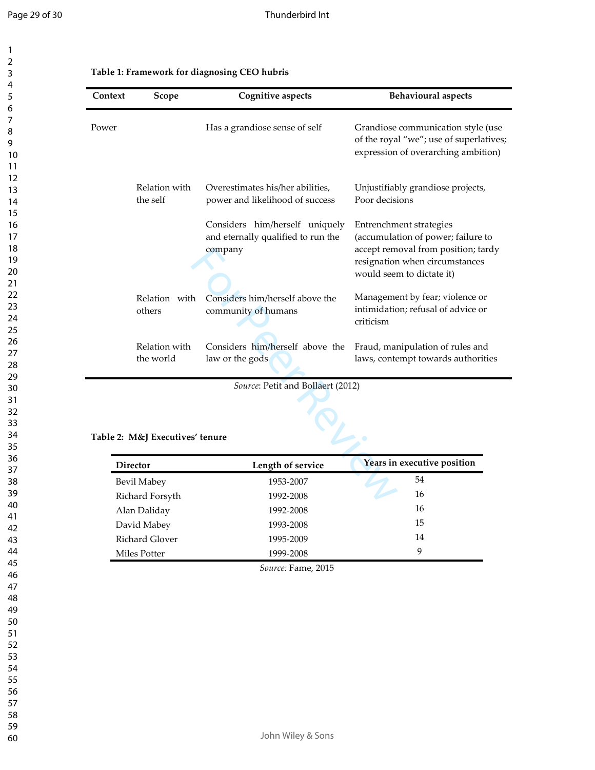**Table 1: Framework for diagnosing CEO hubris**

| Context | Scope | Cognitive aspects | Behavioural aspects |
|---|---|---|---|
| Power | | Has a grandiose sense of self | Grandiose communication style (use of the royal "we"; use of superlatives; expression of overarching ambition) |
| | Relation with the self | Overestimates his/her abilities, power and likelihood of success | Unjustifiably grandiose projects, Poor decisions |
| | | Considers him/herself uniquely and eternally qualified to run the company | Entrenchment strategies (accumulation of power; failure to accept removal from position; tardy resignation when circumstances would seem to dictate it) |
| | Relation with others | Considers him/herself above the community of humans | Management by fear; violence or intimidation; refusal of advice or criticism |
| | Relation with the world | Considers him/herself above the law or the gods | Fraud, manipulation of rules and laws, contempt towards authorities |

*Source*: Petit and Bollaert (2012)

**Table 2: M&J Executives' tenure**

| Director | Length of service | Years in executive position |
|---|---|---|
| Bevil Mabey | 1953-2007 | 54 |
| Richard Forsyth | 1992-2008 | 16 |
| Alan Daliday | 1992-2008 | 16 |
| David Mabey | 1993-2008 | 15 |
| Richard Glover | 1995-2009 | 14 |
| Miles Potter | 1999-2008 | 9 |

*Source:* Fame, 2015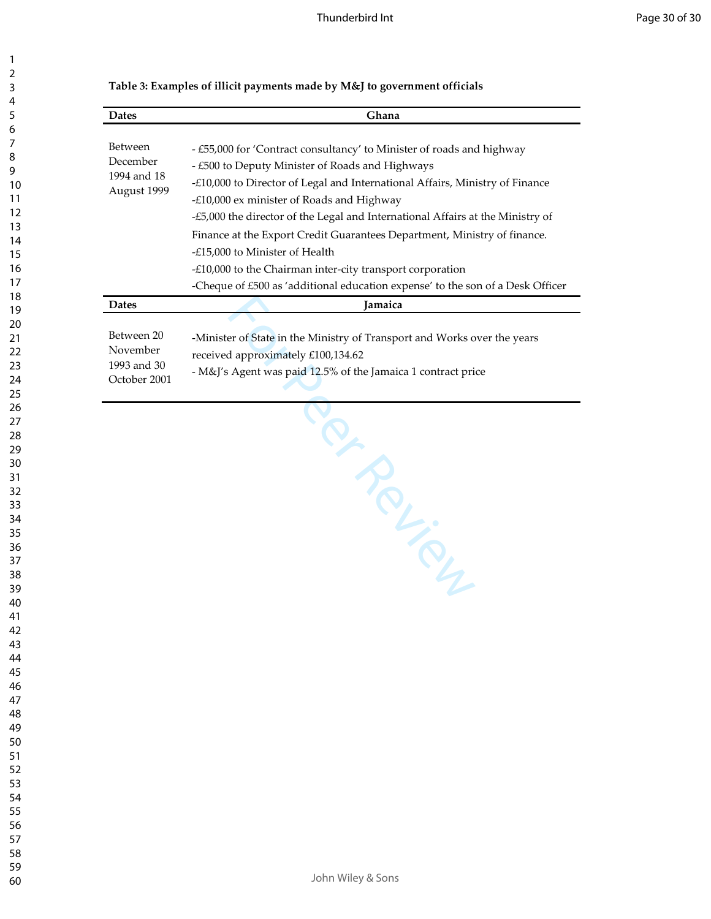**Table 3: Examples of illicit payments made by M&J to government officials**

| Dates | Ghana |
|---|---|
| Between December 1994 and 18 August 1999 | - £55,000 for 'Contract consultancy' to Minister of roads and highway<br>- £500 to Deputy Minister of Roads and Highways<br>-£10,000 to Director of Legal and International Affairs, Ministry of Finance<br>-£10,000 ex minister of Roads and Highway<br>-£5,000 the director of the Legal and International Affairs at the Ministry of Finance at the Export Credit Guarantees Department, Ministry of finance.<br>-£15,000 to Minister of Health<br>-£10,000 to the Chairman inter-city transport corporation<br>-Cheque of £500 as 'additional education expense' to the son of a Desk Officer |
| **Dates** | **Jamaica** |
| Between 20 November 1993 and 30 October 2001 | -Minister of State in the Ministry of Transport and Works over the years received approximately £100,134.62<br>- M&J's Agent was paid 12.5% of the Jamaica 1 contract price |